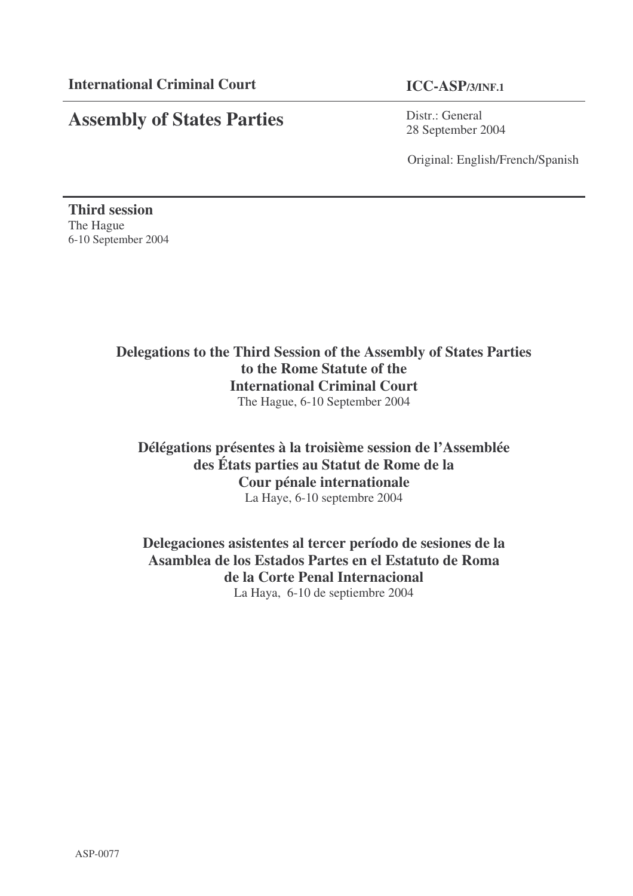**International Criminal Court** **ICC-ASP/3/INF.1**

# Assembly of States Parties

Distr.: General
28 September 2004

Original: English/French/Spanish

**Third session**
The Hague
6-10 September 2004

## Delegations to the Third Session of the Assembly of States Parties to the Rome Statute of the International Criminal Court

The Hague, 6-10 September 2004

## Délégations présentes à la troisième session de l'Assemblée des États parties au Statut de Rome de la Cour pénale internationale

La Haye, 6-10 septembre 2004

## Delegaciones asistentes al tercer período de sesiones de la Asamblea de los Estados Partes en el Estatuto de Roma de la Corte Penal Internacional

La Haya, 6-10 de septiembre 2004

ASP-0077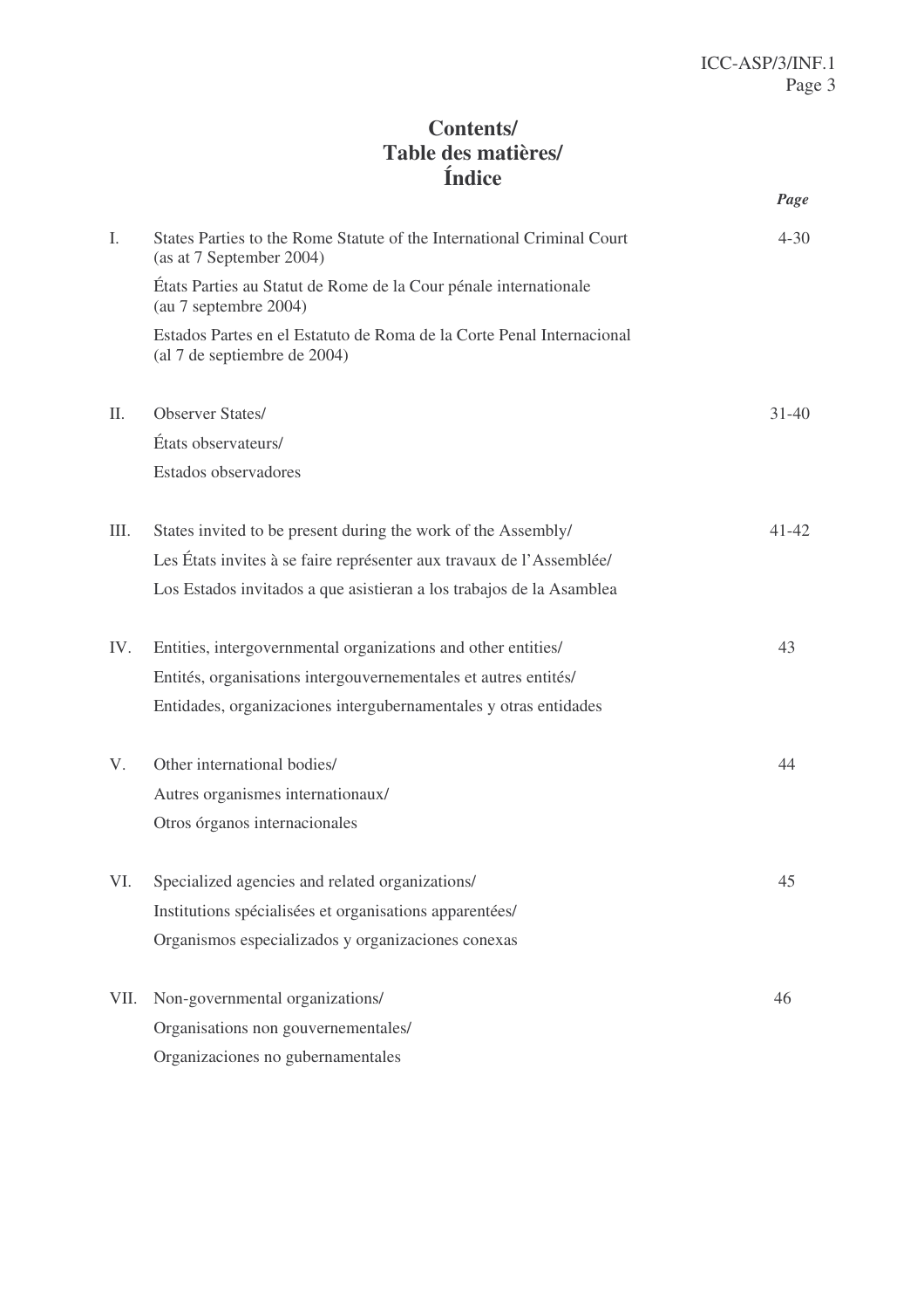# Contents/
# Table des matières/
# Índice

| | | *Page* |
|---|---|---|
| I. | States Parties to the Rome Statute of the International Criminal Court (as at 7 September 2004)<br>États Parties au Statut de Rome de la Cour pénale internationale (au 7 septembre 2004)<br>Estados Partes en el Estatuto de Roma de la Corte Penal Internacional (al 7 de septiembre de 2004) | 4-30 |
| II. | Observer States/<br>États observateurs/<br>Estados observadores | 31-40 |
| III. | States invited to be present during the work of the Assembly/<br>Les États invites à se faire représenter aux travaux de l'Assemblée/<br>Los Estados invitados a que asistieran a los trabajos de la Asamblea | 41-42 |
| IV. | Entities, intergovernmental organizations and other entities/<br>Entités, organisations intergouvernementales et autres entités/<br>Entidades, organizaciones intergubernamentales y otras entidades | 43 |
| V. | Other international bodies/<br>Autres organismes internationaux/<br>Otros órganos internacionales | 44 |
| VI. | Specialized agencies and related organizations/<br>Institutions spécialisées et organisations apparentées/<br>Organismos especializados y organizaciones conexas | 45 |
| VII. | Non-governmental organizations/<br>Organisations non gouvernementales/<br>Organizaciones no gubernamentales | 46 |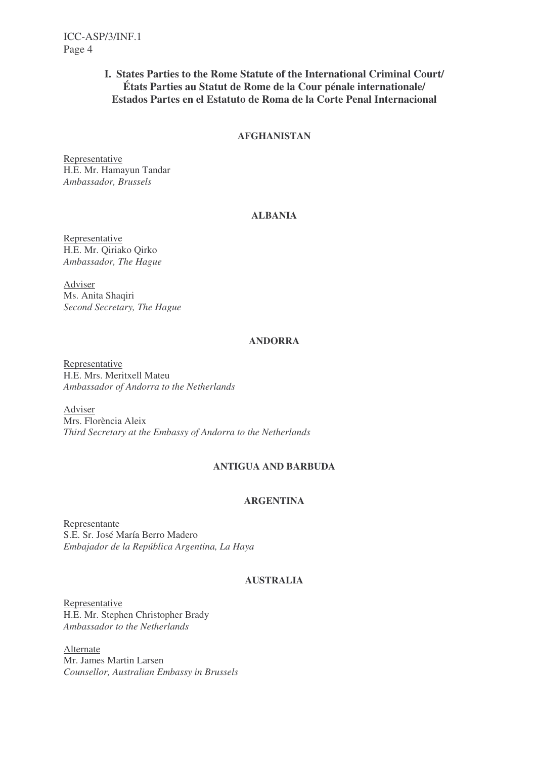## I. States Parties to the Rome Statute of the International Criminal Court/ États Parties au Statut de Rome de la Cour pénale internationale/ Estados Partes en el Estatuto de Roma de la Corte Penal Internacional

### AFGHANISTAN

Representative
H.E. Mr. Hamayun Tandar
*Ambassador, Brussels*

### ALBANIA

Representative
H.E. Mr. Qiriako Qirko
*Ambassador, The Hague*

Adviser
Ms. Anita Shaqiri
*Second Secretary, The Hague*

### ANDORRA

Representative
H.E. Mrs. Meritxell Mateu
*Ambassador of Andorra to the Netherlands*

Adviser
Mrs. Florència Aleix
*Third Secretary at the Embassy of Andorra to the Netherlands*

### ANTIGUA AND BARBUDA

### ARGENTINA

Representante
S.E. Sr. José María Berro Madero
*Embajador de la República Argentina, La Haya*

### AUSTRALIA

Representative
H.E. Mr. Stephen Christopher Brady
*Ambassador to the Netherlands*

Alternate
Mr. James Martin Larsen
*Counsellor, Australian Embassy in Brussels*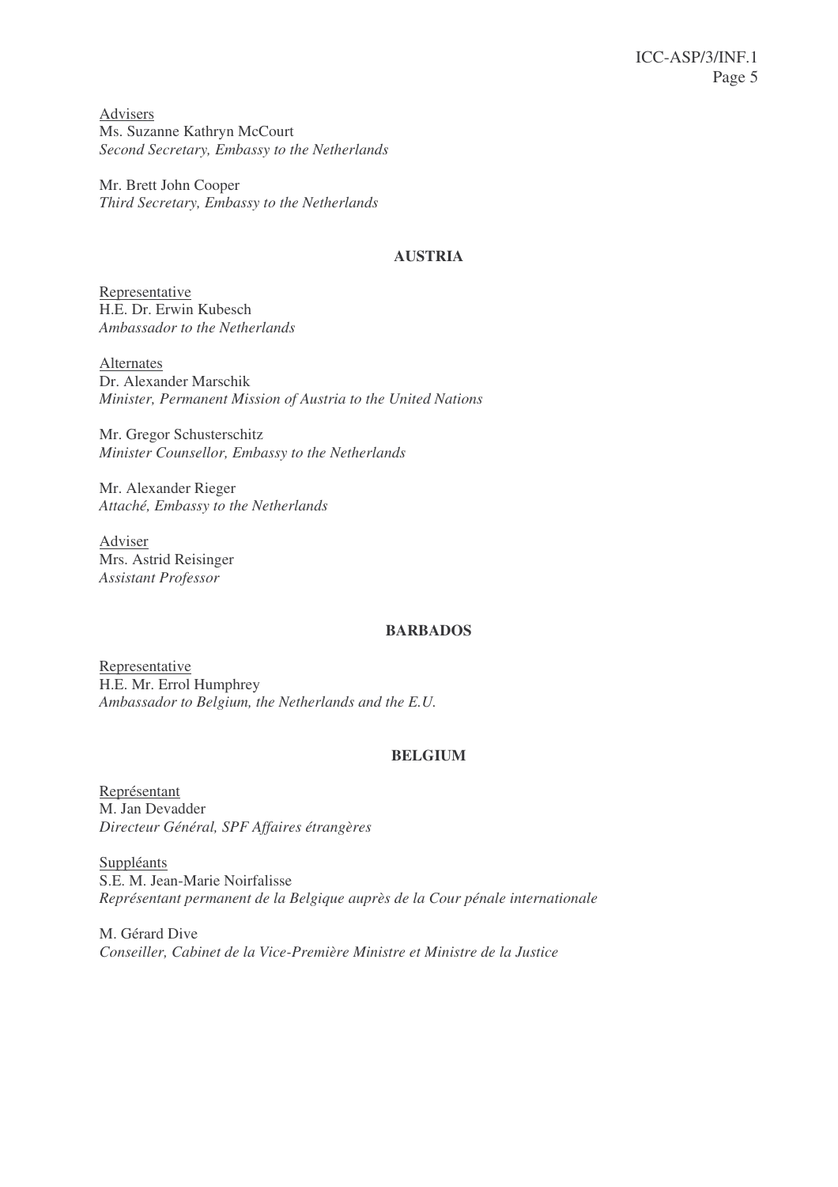Advisers
Ms. Suzanne Kathryn McCourt
*Second Secretary, Embassy to the Netherlands*

Mr. Brett John Cooper
*Third Secretary, Embassy to the Netherlands*

**AUSTRIA**

Representative
H.E. Dr. Erwin Kubesch
*Ambassador to the Netherlands*

Alternates
Dr. Alexander Marschik
*Minister, Permanent Mission of Austria to the United Nations*

Mr. Gregor Schusterschitz
*Minister Counsellor, Embassy to the Netherlands*

Mr. Alexander Rieger
*Attaché, Embassy to the Netherlands*

Adviser
Mrs. Astrid Reisinger
*Assistant Professor*

**BARBADOS**

Representative
H.E. Mr. Errol Humphrey
*Ambassador to Belgium, the Netherlands and the E.U.*

**BELGIUM**

Représentant
M. Jan Devadder
*Directeur Général, SPF Affaires étrangères*

Suppléants
S.E. M. Jean-Marie Noirfalisse
*Représentant permanent de la Belgique auprès de la Cour pénale internationale*

M. Gérard Dive
*Conseiller, Cabinet de la Vice-Première Ministre et Ministre de la Justice*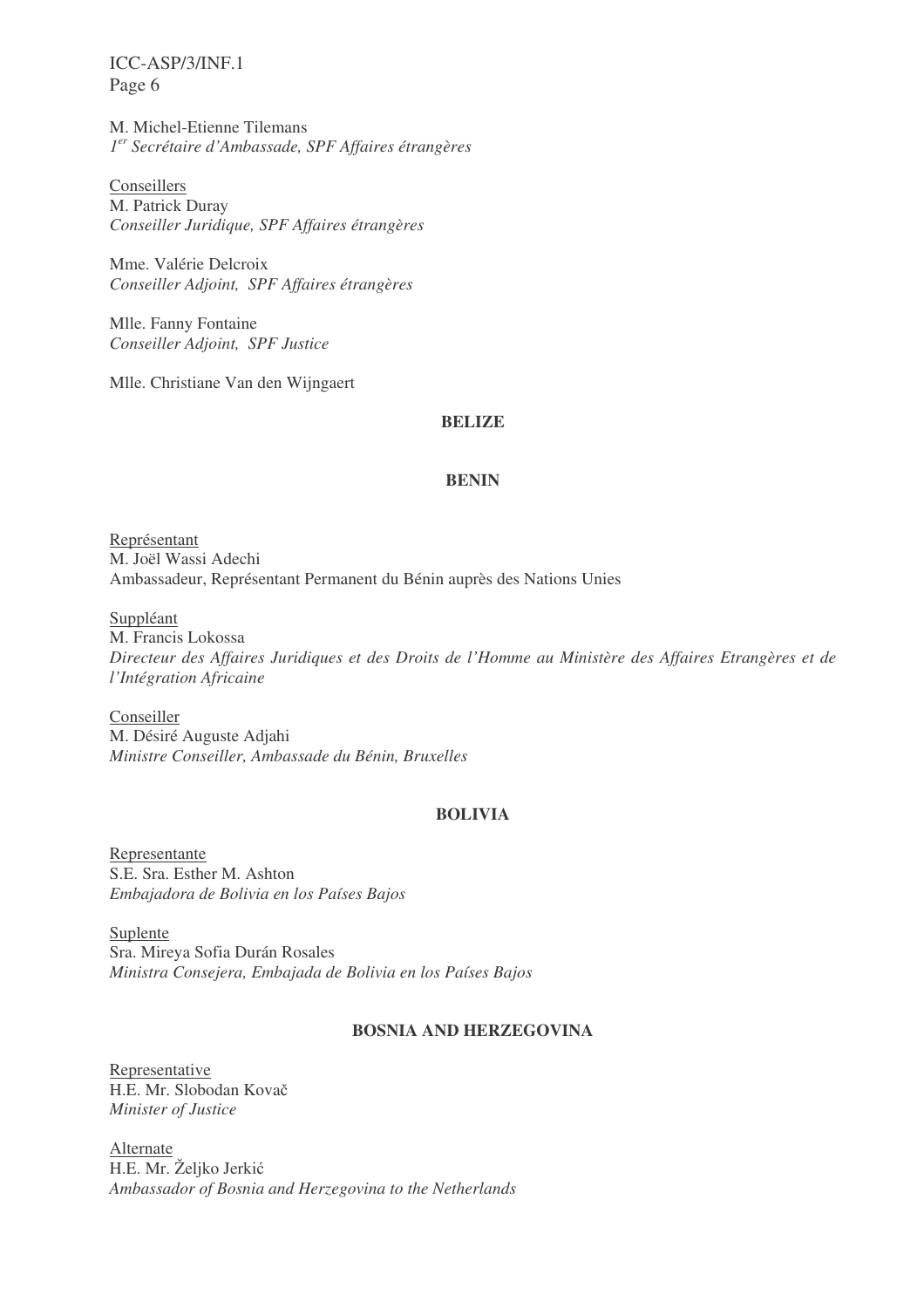M. Michel-Etienne Tilemans
*1er Secrétaire d'Ambassade, SPF Affaires étrangères*

Conseillers
M. Patrick Duray
*Conseiller Juridique, SPF Affaires étrangères*

Mme. Valérie Delcroix
*Conseiller Adjoint, SPF Affaires étrangères*

Mlle. Fanny Fontaine
*Conseiller Adjoint, SPF Justice*

Mlle. Christiane Van den Wijngaert

**BELIZE**

**BENIN**

Représentant
M. Joël Wassi Adechi
Ambassadeur, Représentant Permanent du Bénin auprès des Nations Unies

Suppléant
M. Francis Lokossa
*Directeur des Affaires Juridiques et des Droits de l'Homme au Ministère des Affaires Etrangères et de l'Intégration Africaine*

Conseiller
M. Désiré Auguste Adjahi
*Ministre Conseiller, Ambassade du Bénin, Bruxelles*

**BOLIVIA**

Representante
S.E. Sra. Esther M. Ashton
*Embajadora de Bolivia en los Países Bajos*

Suplente
Sra. Mireya Sofia Durán Rosales
*Ministra Consejera, Embajada de Bolivia en los Países Bajos*

**BOSNIA AND HERZEGOVINA**

Representative
H.E. Mr. Slobodan Kovač
*Minister of Justice*

Alternate
H.E. Mr. Željko Jerkić
*Ambassador of Bosnia and Herzegovina to the Netherlands*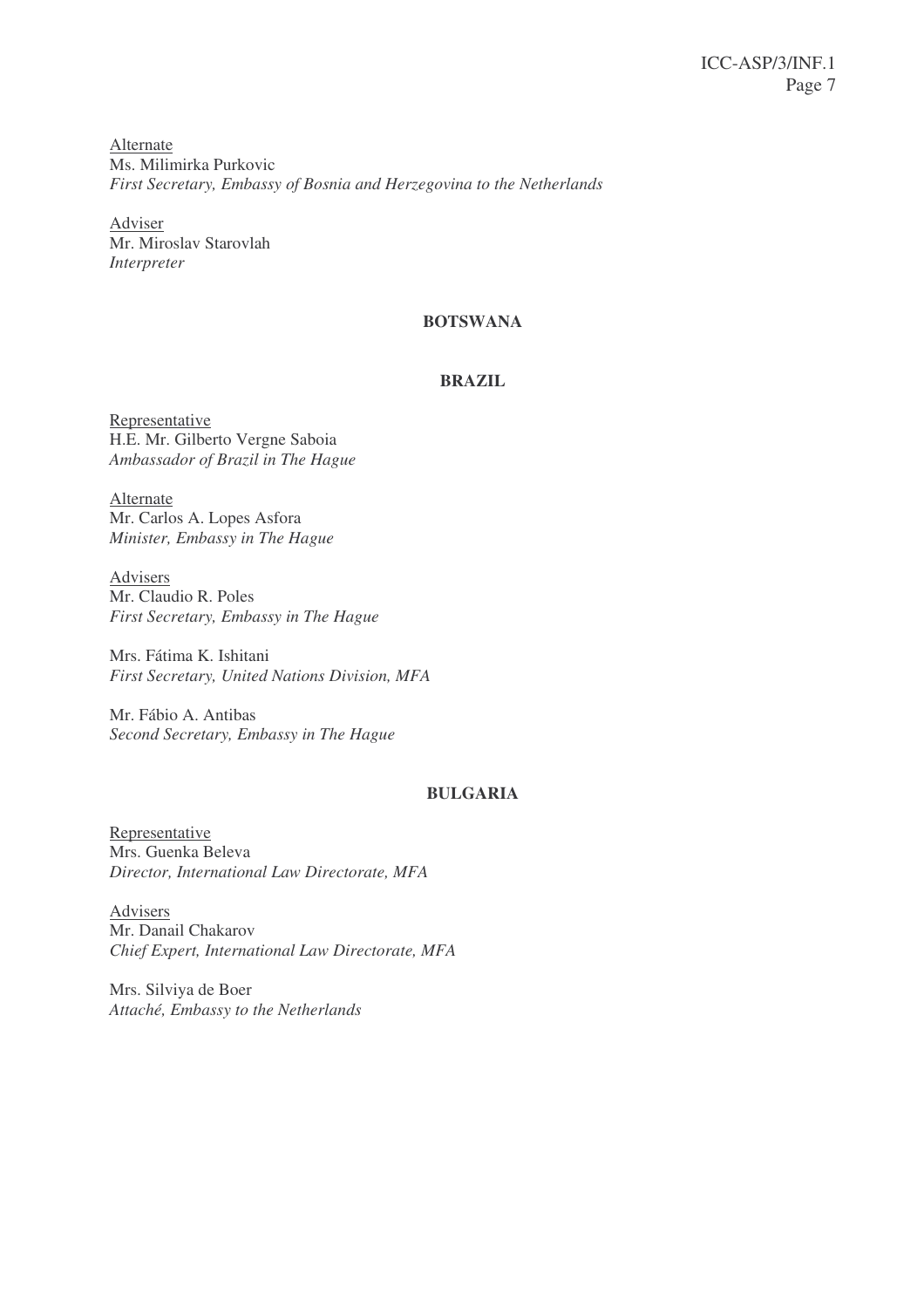Alternate
Ms. Milimirka Purkovic
*First Secretary, Embassy of Bosnia and Herzegovina to the Netherlands*

Adviser
Mr. Miroslav Starovlah
*Interpreter*

**BOTSWANA**

**BRAZIL**

Representative
H.E. Mr. Gilberto Vergne Saboia
*Ambassador of Brazil in The Hague*

Alternate
Mr. Carlos A. Lopes Asfora
*Minister, Embassy in The Hague*

Advisers
Mr. Claudio R. Poles
*First Secretary, Embassy in The Hague*

Mrs. Fátima K. Ishitani
*First Secretary, United Nations Division, MFA*

Mr. Fábio A. Antibas
*Second Secretary, Embassy in The Hague*

**BULGARIA**

Representative
Mrs. Guenka Beleva
*Director, International Law Directorate, MFA*

Advisers
Mr. Danail Chakarov
*Chief Expert, International Law Directorate, MFA*

Mrs. Silviya de Boer
*Attaché, Embassy to the Netherlands*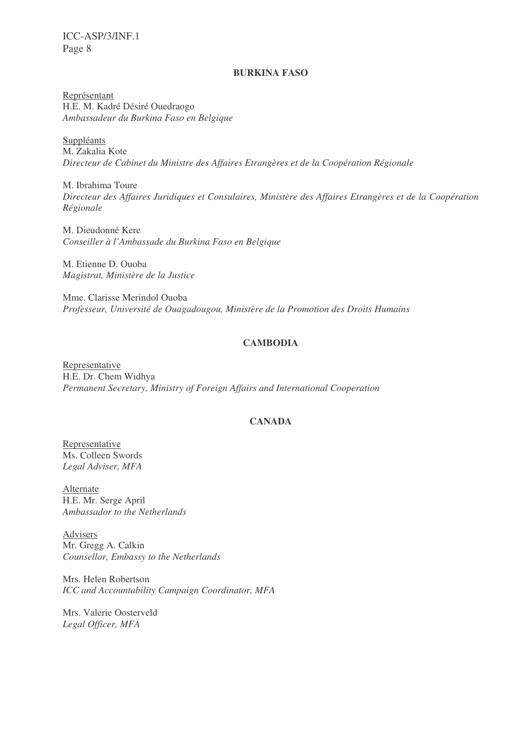## BURKINA FASO

Représentant
H.E. M. Kadré Désiré Ouedraogo
*Ambassadeur du Burkina Faso en Belgique*

Suppléants
M. Zakalia Kote
*Directeur de Cabinet du Ministre des Affaires Etrangères et de la Coopération Régionale*

M. Ibrahima Toure
*Directeur des Affaires Juridiques et Consulaires, Ministère des Affaires Etrangères et de la Coopération Régionale*

M. Dieudonné Kere
*Conseiller à l'Ambassade du Burkina Faso en Belgique*

M. Etienne D. Ouoba
*Magistrat, Ministère de la Justice*

Mme. Clarisse Merindol Ouoba
*Professeur, Université de Ouagadougou, Ministère de la Promotion des Droits Humains*

## CAMBODIA

Representative
H.E. Dr. Chem Widhya
*Permanent Secretary, Ministry of Foreign Affairs and International Cooperation*

## CANADA

Representative
Ms. Colleen Swords
*Legal Adviser, MFA*

Alternate
H.E. Mr. Serge April
*Ambassador to the Netherlands*

Advisers
Mr. Gregg A. Calkin
*Counsellor, Embassy to the Netherlands*

Mrs. Helen Robertson
*ICC and Accountability Campaign Coordinator, MFA*

Mrs. Valerie Oosterveld
*Legal Officer, MFA*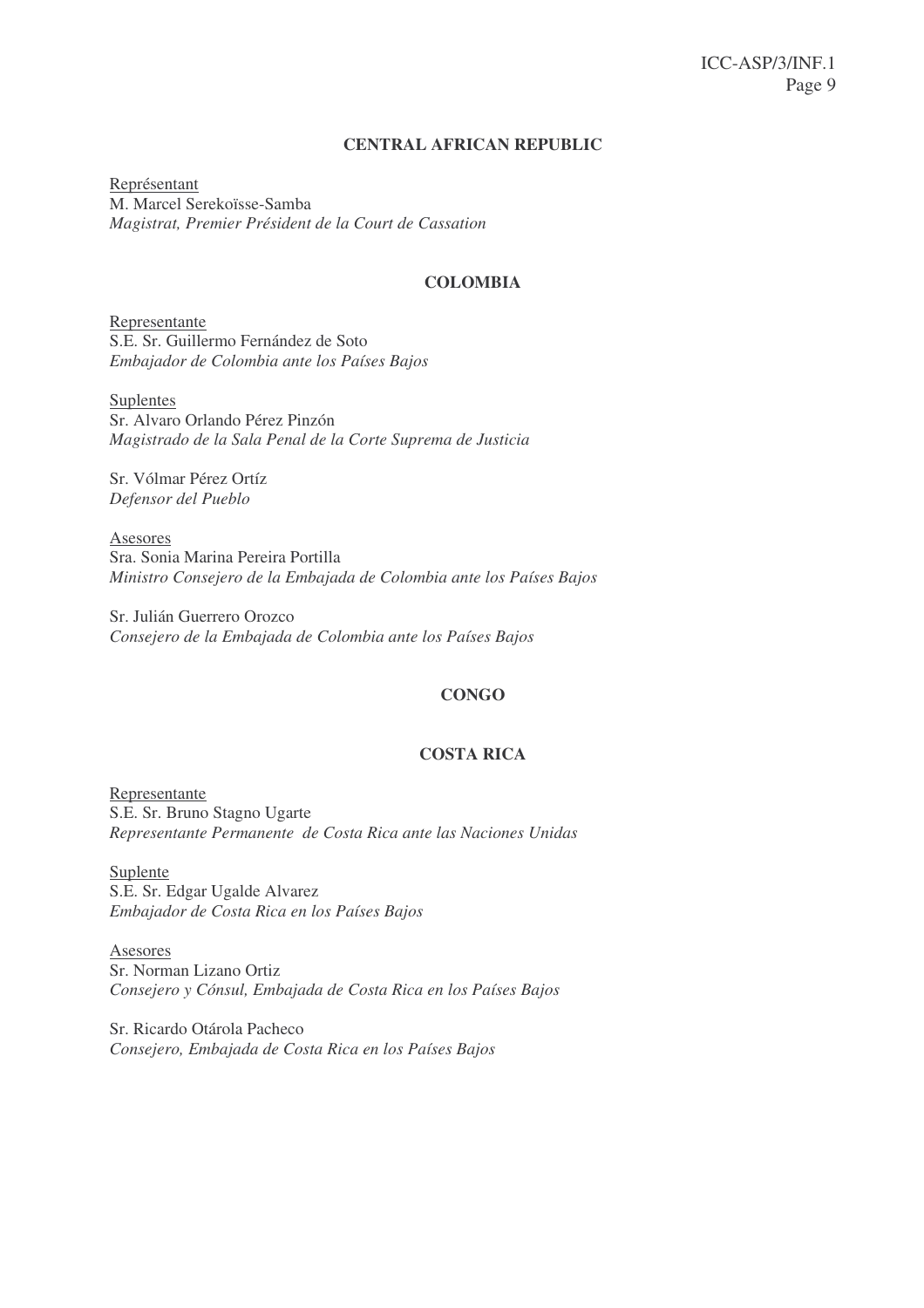## CENTRAL AFRICAN REPUBLIC

Représentant
M. Marcel Serekoïsse-Samba
*Magistrat, Premier Président de la Court de Cassation*

## COLOMBIA

Representante
S.E. Sr. Guillermo Fernández de Soto
*Embajador de Colombia ante los Países Bajos*

Suplentes
Sr. Alvaro Orlando Pérez Pinzón
*Magistrado de la Sala Penal de la Corte Suprema de Justicia*

Sr. Vólmar Pérez Ortíz
*Defensor del Pueblo*

Asesores
Sra. Sonia Marina Pereira Portilla
*Ministro Consejero de la Embajada de Colombia ante los Países Bajos*

Sr. Julián Guerrero Orozco
*Consejero de la Embajada de Colombia ante los Países Bajos*

## CONGO

## COSTA RICA

Representante
S.E. Sr. Bruno Stagno Ugarte
*Representante Permanente de Costa Rica ante las Naciones Unidas*

Suplente
S.E. Sr. Edgar Ugalde Alvarez
*Embajador de Costa Rica en los Países Bajos*

Asesores
Sr. Norman Lizano Ortiz
*Consejero y Cónsul, Embajada de Costa Rica en los Países Bajos*

Sr. Ricardo Otárola Pacheco
*Consejero, Embajada de Costa Rica en los Países Bajos*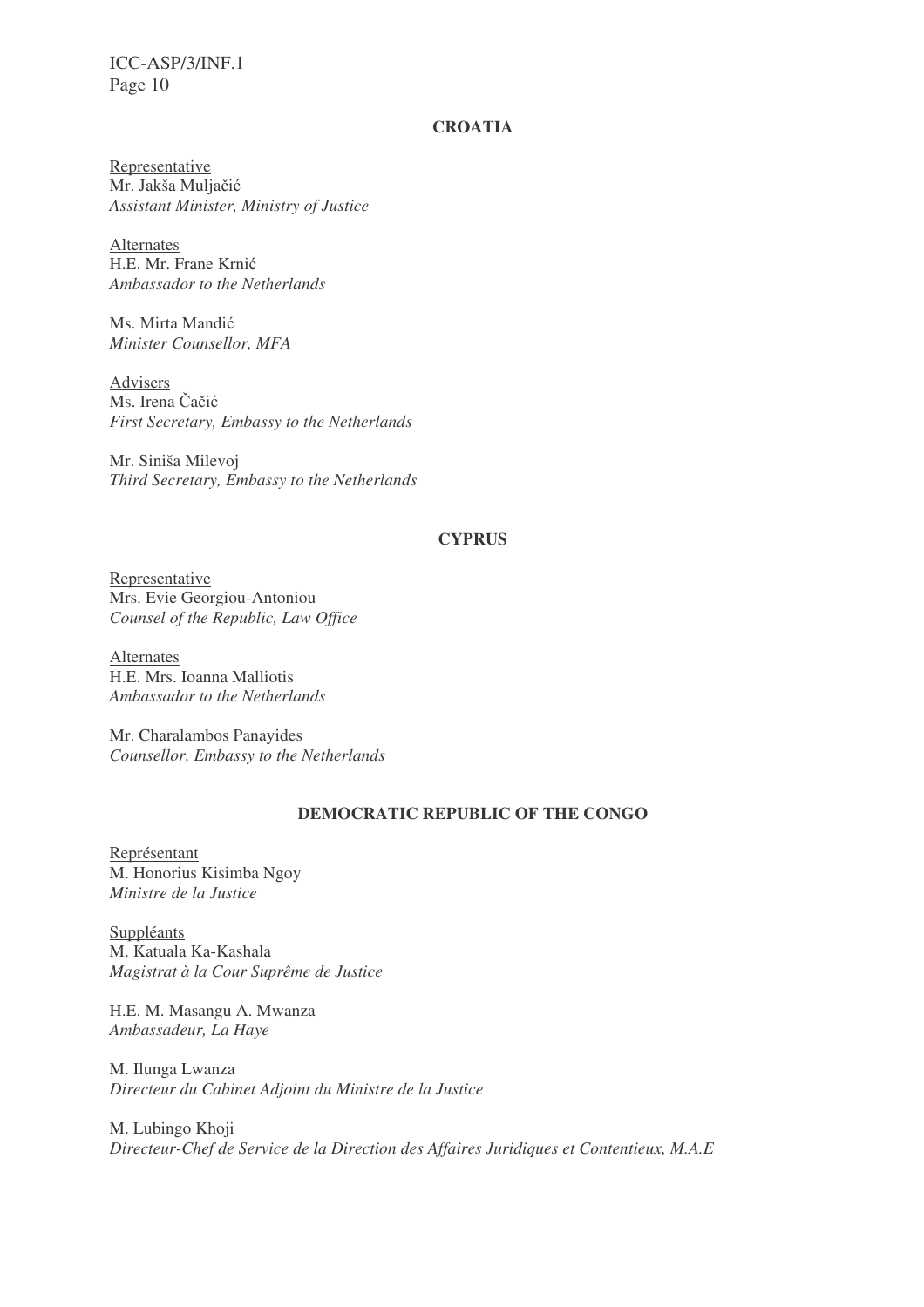**CROATIA**

Representative
Mr. Jakša Muljačić
*Assistant Minister, Ministry of Justice*

Alternates
H.E. Mr. Frane Krnić
*Ambassador to the Netherlands*

Ms. Mirta Mandić
*Minister Counsellor, MFA*

Advisers
Ms. Irena Čačić
*First Secretary, Embassy to the Netherlands*

Mr. Siniša Milevoj
*Third Secretary, Embassy to the Netherlands*

**CYPRUS**

Representative
Mrs. Evie Georgiou-Antoniou
*Counsel of the Republic, Law Office*

Alternates
H.E. Mrs. Ioanna Malliotis
*Ambassador to the Netherlands*

Mr. Charalambos Panayides
*Counsellor, Embassy to the Netherlands*

**DEMOCRATIC REPUBLIC OF THE CONGO**

Représentant
M. Honorius Kisimba Ngoy
*Ministre de la Justice*

Suppléants
M. Katuala Ka-Kashala
*Magistrat à la Cour Suprême de Justice*

H.E. M. Masangu A. Mwanza
*Ambassadeur, La Haye*

M. Ilunga Lwanza
*Directeur du Cabinet Adjoint du Ministre de la Justice*

M. Lubingo Khoji
*Directeur-Chef de Service de la Direction des Affaires Juridiques et Contentieux, M.A.E*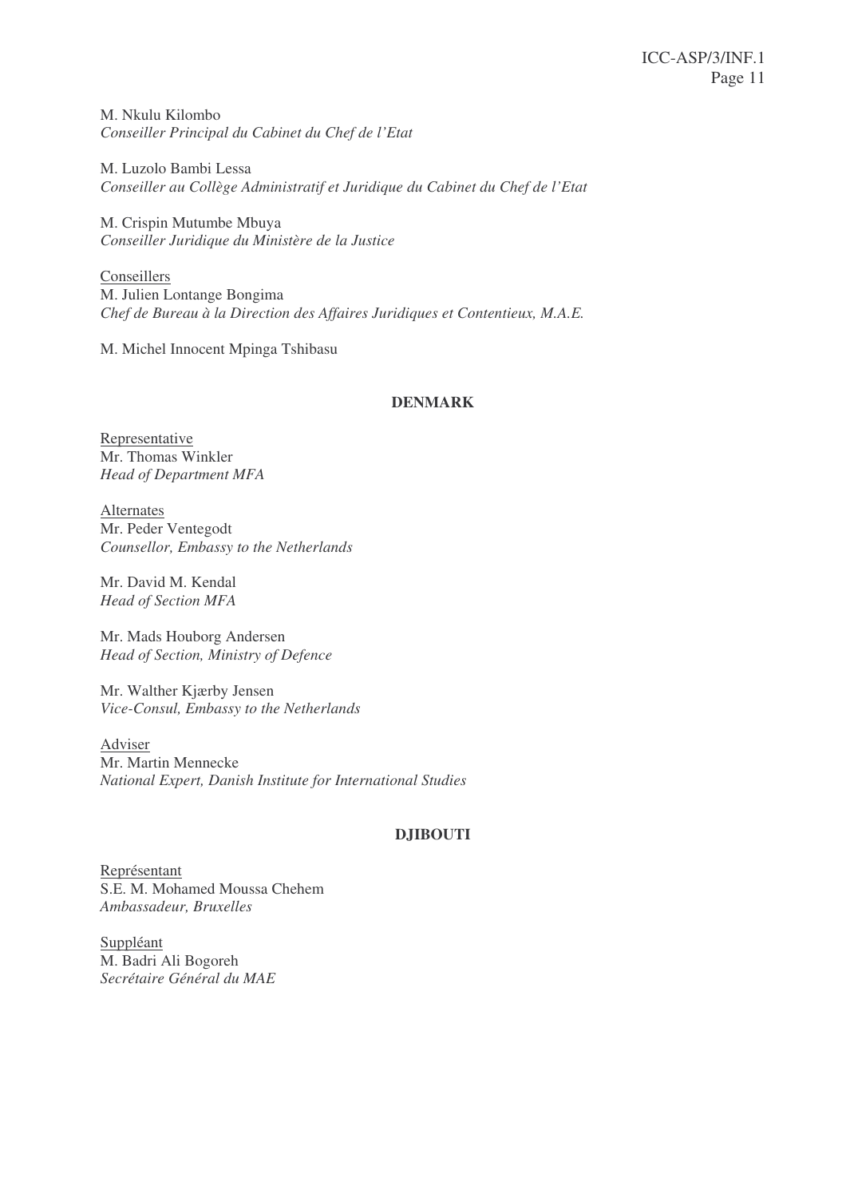M. Nkulu Kilombo  
*Conseiller Principal du Cabinet du Chef de l'Etat*

M. Luzolo Bambi Lessa  
*Conseiller au Collège Administratif et Juridique du Cabinet du Chef de l'Etat*

M. Crispin Mutumbe Mbuya  
*Conseiller Juridique du Ministère de la Justice*

<u>Conseillers</u>  
M. Julien Lontange Bongima  
*Chef de Bureau à la Direction des Affaires Juridiques et Contentieux, M.A.E.*

M. Michel Innocent Mpinga Tshibasu

**DENMARK**

<u>Representative</u>  
Mr. Thomas Winkler  
*Head of Department MFA*

<u>Alternates</u>  
Mr. Peder Ventegodt  
*Counsellor, Embassy to the Netherlands*

Mr. David M. Kendal  
*Head of Section MFA*

Mr. Mads Houborg Andersen  
*Head of Section, Ministry of Defence*

Mr. Walther Kjærby Jensen  
*Vice-Consul, Embassy to the Netherlands*

<u>Adviser</u>  
Mr. Martin Mennecke  
*National Expert, Danish Institute for International Studies*

**DJIBOUTI**

<u>Représentant</u>  
S.E. M. Mohamed Moussa Chehem  
*Ambassadeur, Bruxelles*

<u>Suppléant</u>  
M. Badri Ali Bogoreh  
*Secrétaire Général du MAE*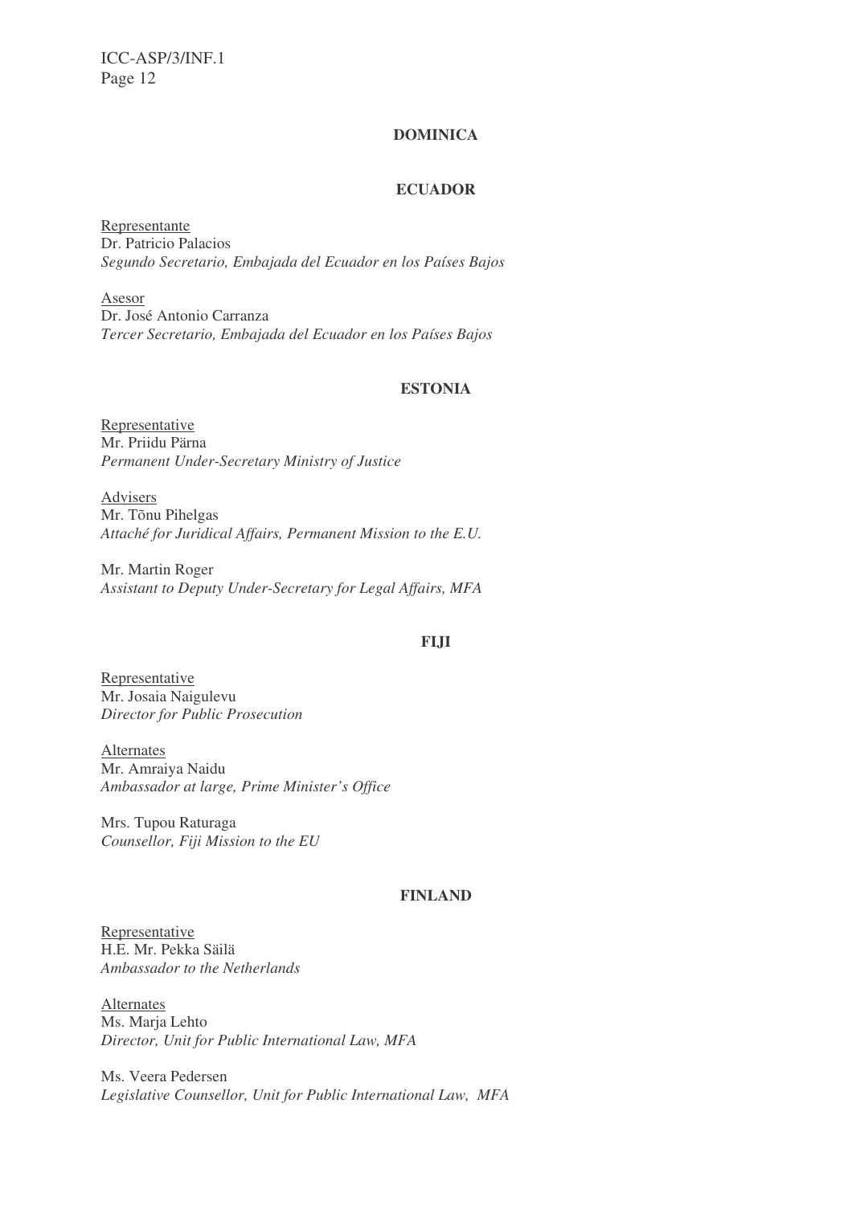**DOMINICA**

**ECUADOR**

Representante
Dr. Patricio Palacios
*Segundo Secretario, Embajada del Ecuador en los Países Bajos*

Asesor
Dr. José Antonio Carranza
*Tercer Secretario, Embajada del Ecuador en los Países Bajos*

**ESTONIA**

Representative
Mr. Priidu Pärna
*Permanent Under-Secretary Ministry of Justice*

Advisers
Mr. Tõnu Pihelgas
*Attaché for Juridical Affairs, Permanent Mission to the E.U.*

Mr. Martin Roger
*Assistant to Deputy Under-Secretary for Legal Affairs, MFA*

**FIJI**

Representative
Mr. Josaia Naigulevu
*Director for Public Prosecution*

Alternates
Mr. Amraiya Naidu
*Ambassador at large, Prime Minister's Office*

Mrs. Tupou Raturaga
*Counsellor, Fiji Mission to the EU*

**FINLAND**

Representative
H.E. Mr. Pekka Säilä
*Ambassador to the Netherlands*

Alternates
Ms. Marja Lehto
*Director, Unit for Public International Law, MFA*

Ms. Veera Pedersen
*Legislative Counsellor, Unit for Public International Law, MFA*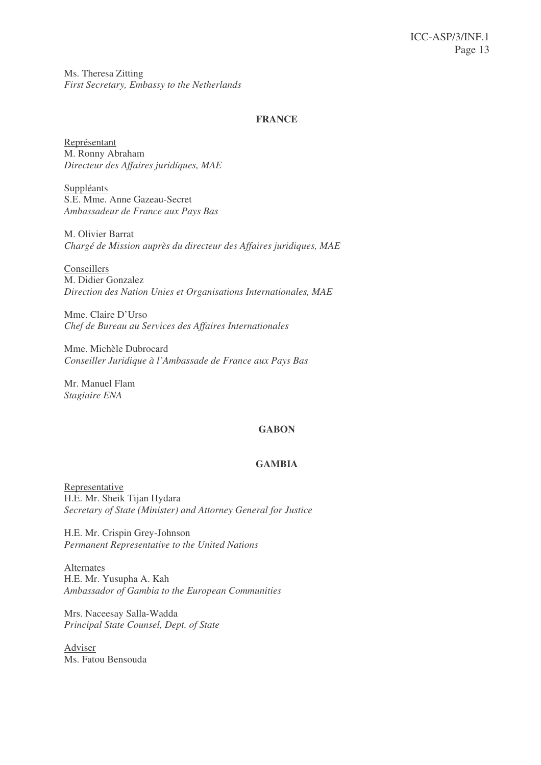Ms. Theresa Zitting
*First Secretary, Embassy to the Netherlands*

**FRANCE**

Représentant
M. Ronny Abraham
*Directeur des Affaires juridíques, MAE*

Suppléants
S.E. Mme. Anne Gazeau-Secret
*Ambassadeur de France aux Pays Bas*

M. Olivier Barrat
*Chargé de Mission auprès du directeur des Affaires juridiques, MAE*

Conseillers
M. Didier Gonzalez
*Direction des Nation Unies et Organisations Internationales, MAE*

Mme. Claire D'Urso
*Chef de Bureau au Services des Affaires Internationales*

Mme. Michèle Dubrocard
*Conseiller Juridique à l'Ambassade de France aux Pays Bas*

Mr. Manuel Flam
*Stagiaire ENA*

**GABON**

**GAMBIA**

Representative
H.E. Mr. Sheik Tijan Hydara
*Secretary of State (Minister) and Attorney General for Justice*

H.E. Mr. Crispin Grey-Johnson
*Permanent Representative to the United Nations*

Alternates
H.E. Mr. Yusupha A. Kah
*Ambassador of Gambia to the European Communities*

Mrs. Naceesay Salla-Wadda
*Principal State Counsel, Dept. of State*

Adviser
Ms. Fatou Bensouda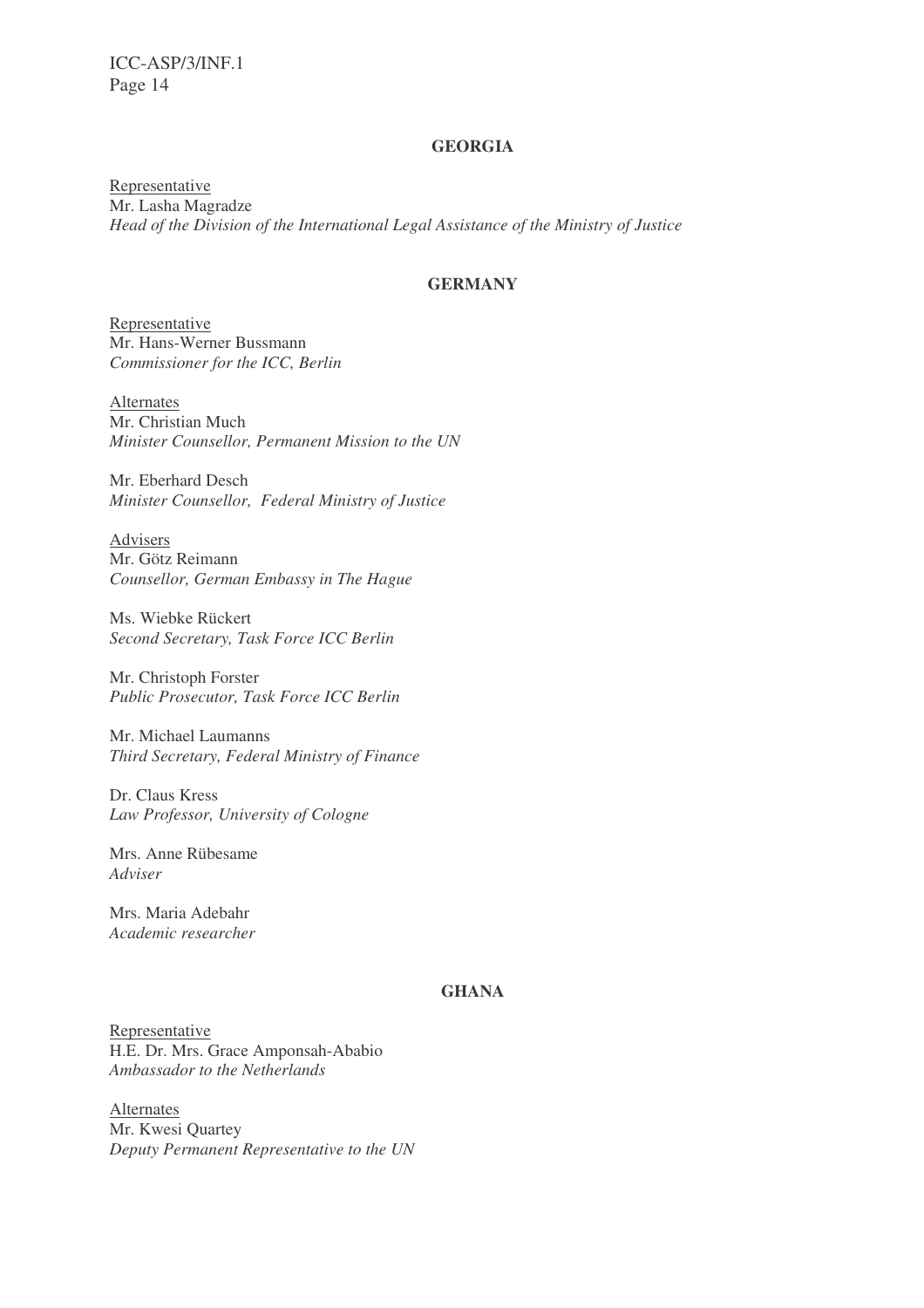**GEORGIA**

Representative
Mr. Lasha Magradze
*Head of the Division of the International Legal Assistance of the Ministry of Justice*

**GERMANY**

Representative
Mr. Hans-Werner Bussmann
*Commissioner for the ICC, Berlin*

Alternates
Mr. Christian Much
*Minister Counsellor, Permanent Mission to the UN*

Mr. Eberhard Desch
*Minister Counsellor, Federal Ministry of Justice*

Advisers
Mr. Götz Reimann
*Counsellor, German Embassy in The Hague*

Ms. Wiebke Rückert
*Second Secretary, Task Force ICC Berlin*

Mr. Christoph Forster
*Public Prosecutor, Task Force ICC Berlin*

Mr. Michael Laumanns
*Third Secretary, Federal Ministry of Finance*

Dr. Claus Kress
*Law Professor, University of Cologne*

Mrs. Anne Rübesame
*Adviser*

Mrs. Maria Adebahr
*Academic researcher*

**GHANA**

Representative
H.E. Dr. Mrs. Grace Amponsah-Ababio
*Ambassador to the Netherlands*

Alternates
Mr. Kwesi Quartey
*Deputy Permanent Representative to the UN*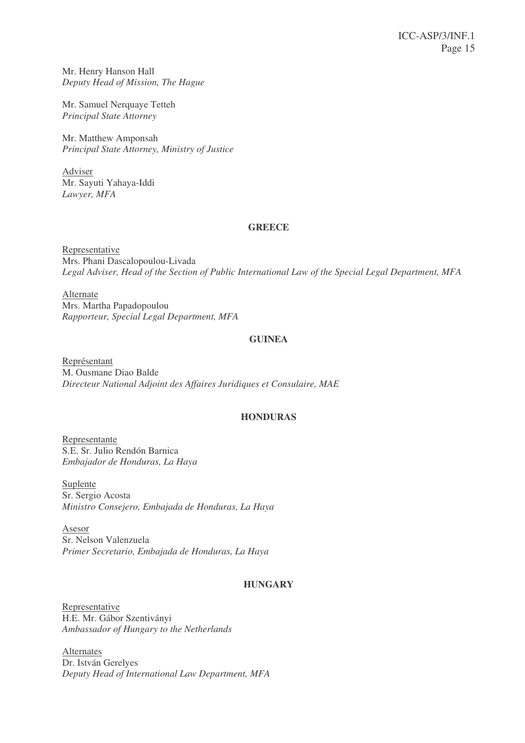Mr. Henry Hanson Hall
*Deputy Head of Mission, The Hague*

Mr. Samuel Nerquaye Tetteh
*Principal State Attorney*

Mr. Matthew Amponsah
*Principal State Attorney, Ministry of Justice*

Adviser
Mr. Sayuti Yahaya-Iddi
*Lawyer, MFA*

**GREECE**

Representative
Mrs. Phani Dascalopoulou-Livada
*Legal Adviser, Head of the Section of Public International Law of the Special Legal Department, MFA*

Alternate
Mrs. Martha Papadopoulou
*Rapporteur, Special Legal Department, MFA*

**GUINEA**

Représentant
M. Ousmane Diao Balde
*Directeur National Adjoint des Affaires Juridiques et Consulaire, MAE*

**HONDURAS**

Representante
S.E. Sr. Julio Rendón Barnica
*Embajador de Honduras, La Haya*

Suplente
Sr. Sergio Acosta
*Ministro Consejero, Embajada de Honduras, La Haya*

Asesor
Sr. Nelson Valenzuela
*Primer Secretario, Embajada de Honduras, La Haya*

**HUNGARY**

Representative
H.E. Mr. Gábor Szentiványi
*Ambassador of Hungary to the Netherlands*

Alternates
Dr. István Gerelyes
*Deputy Head of International Law Department, MFA*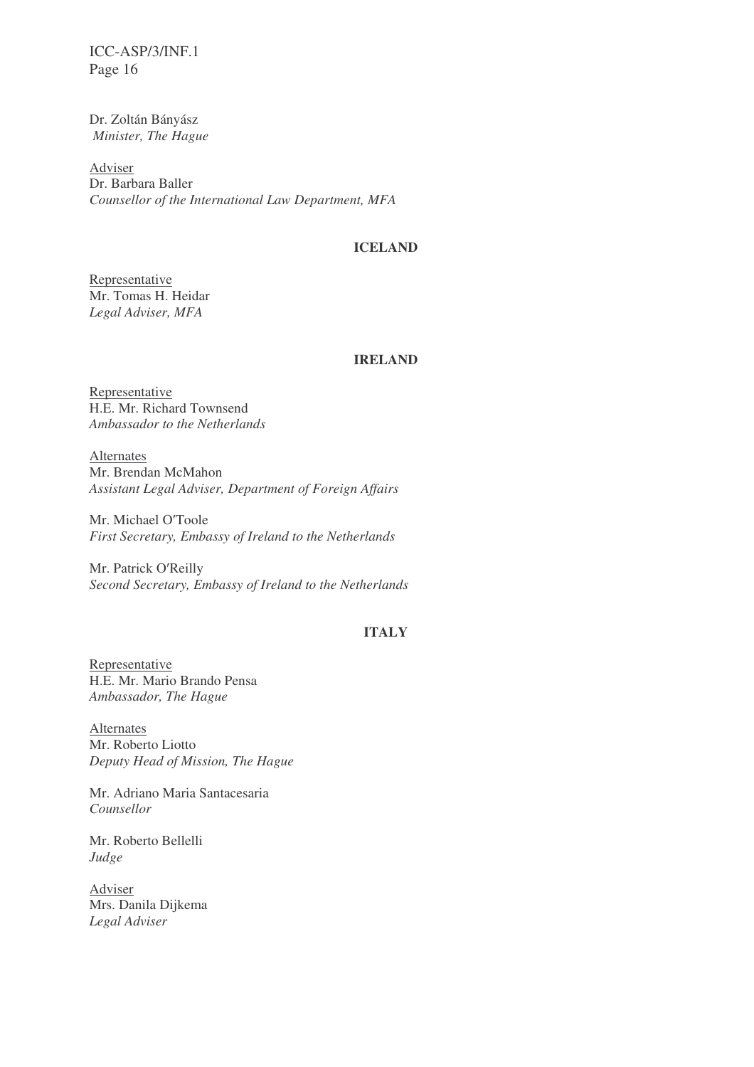Dr. Zoltán Bányász
*Minister, The Hague*

Adviser
Dr. Barbara Baller
*Counsellor of the International Law Department, MFA*

### ICELAND

Representative
Mr. Tomas H. Heidar
*Legal Adviser, MFA*

### IRELAND

Representative
H.E. Mr. Richard Townsend
*Ambassador to the Netherlands*

Alternates
Mr. Brendan McMahon
*Assistant Legal Adviser, Department of Foreign Affairs*

Mr. Michael O′Toole
*First Secretary, Embassy of Ireland to the Netherlands*

Mr. Patrick O′Reilly
*Second Secretary, Embassy of Ireland to the Netherlands*

### ITALY

Representative
H.E. Mr. Mario Brando Pensa
*Ambassador, The Hague*

Alternates
Mr. Roberto Liotto
*Deputy Head of Mission, The Hague*

Mr. Adriano Maria Santacesaria
*Counsellor*

Mr. Roberto Bellelli
*Judge*

Adviser
Mrs. Danila Dijkema
*Legal Adviser*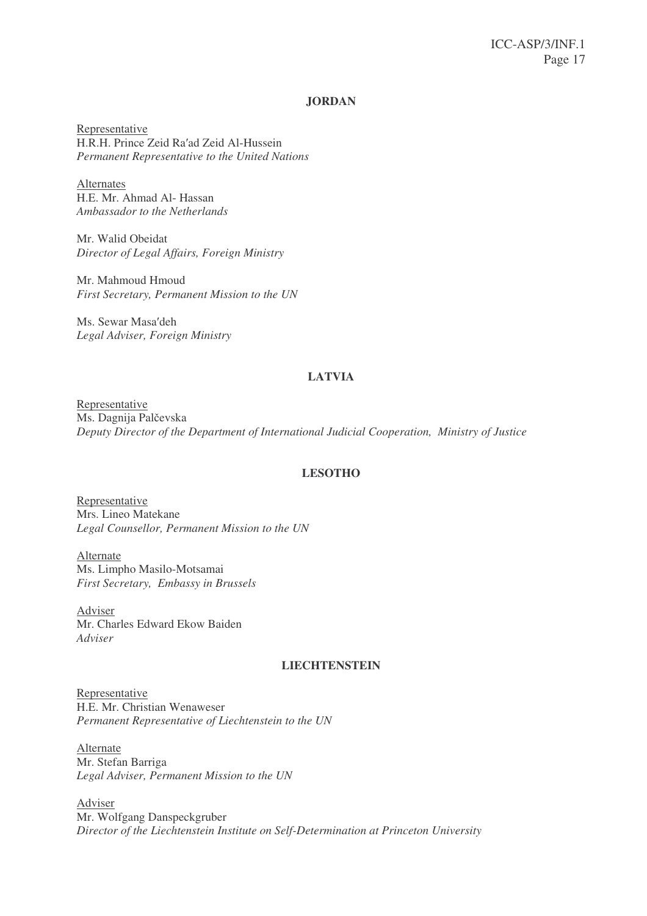**JORDAN**

Representative
H.R.H. Prince Zeid Ra′ad Zeid Al-Hussein
*Permanent Representative to the United Nations*

Alternates
H.E. Mr. Ahmad Al- Hassan
*Ambassador to the Netherlands*

Mr. Walid Obeidat
*Director of Legal Affairs, Foreign Ministry*

Mr. Mahmoud Hmoud
*First Secretary, Permanent Mission to the UN*

Ms. Sewar Masa′deh
*Legal Adviser, Foreign Ministry*

**LATVIA**

Representative
Ms. Dagnija Palčevska
*Deputy Director of the Department of International Judicial Cooperation, Ministry of Justice*

**LESOTHO**

Representative
Mrs. Lineo Matekane
*Legal Counsellor, Permanent Mission to the UN*

Alternate
Ms. Limpho Masilo-Motsamai
*First Secretary, Embassy in Brussels*

Adviser
Mr. Charles Edward Ekow Baiden
*Adviser*

**LIECHTENSTEIN**

Representative
H.E. Mr. Christian Wenaweser
*Permanent Representative of Liechtenstein to the UN*

Alternate
Mr. Stefan Barriga
*Legal Adviser, Permanent Mission to the UN*

Adviser
Mr. Wolfgang Danspeckgruber
*Director of the Liechtenstein Institute on Self-Determination at Princeton University*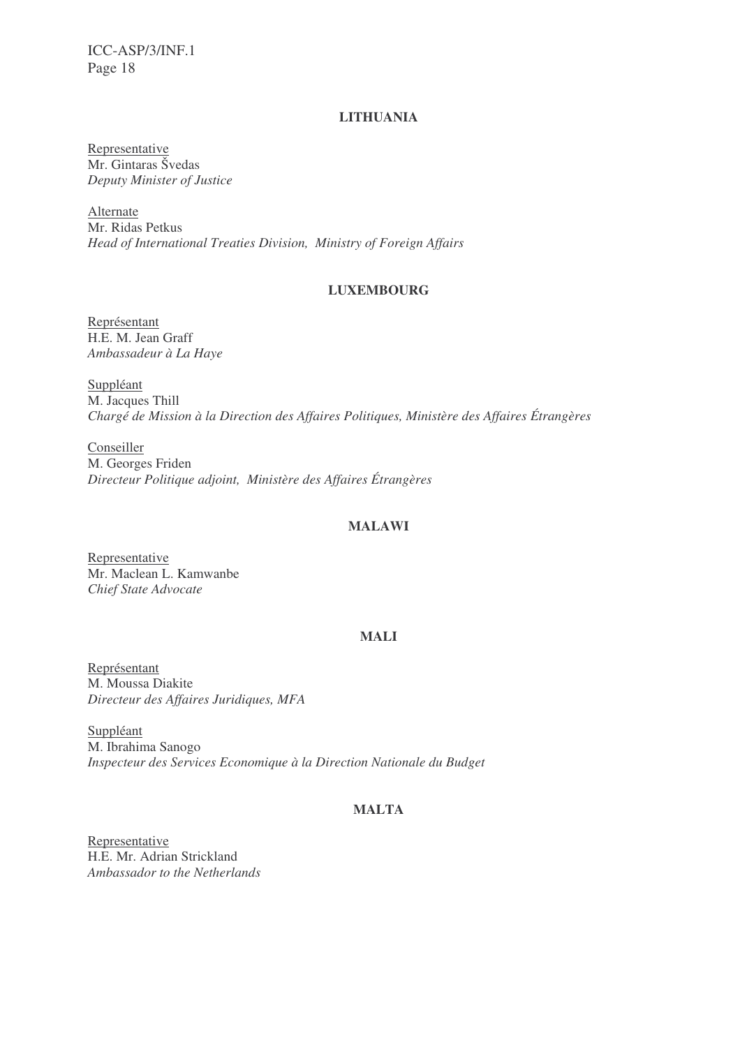**LITHUANIA**

Representative
Mr. Gintaras Švedas
*Deputy Minister of Justice*

Alternate
Mr. Ridas Petkus
*Head of International Treaties Division, Ministry of Foreign Affairs*

**LUXEMBOURG**

Représentant
H.E. M. Jean Graff
*Ambassadeur à La Haye*

Suppléant
M. Jacques Thill
*Chargé de Mission à la Direction des Affaires Politiques, Ministère des Affaires Étrangères*

Conseiller
M. Georges Friden
*Directeur Politique adjoint, Ministère des Affaires Étrangères*

**MALAWI**

Representative
Mr. Maclean L. Kamwanbe
*Chief State Advocate*

**MALI**

Représentant
M. Moussa Diakite
*Directeur des Affaires Juridiques, MFA*

Suppléant
M. Ibrahima Sanogo
*Inspecteur des Services Economique à la Direction Nationale du Budget*

**MALTA**

Representative
H.E. Mr. Adrian Strickland
*Ambassador to the Netherlands*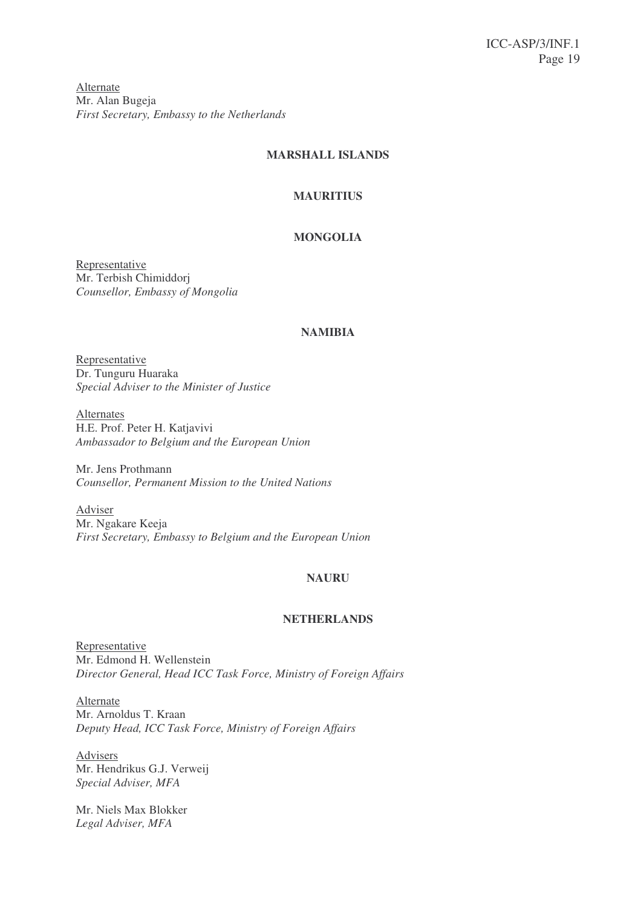Alternate
Mr. Alan Bugeja
*First Secretary, Embassy to the Netherlands*

**MARSHALL ISLANDS**

**MAURITIUS**

**MONGOLIA**

Representative
Mr. Terbish Chimiddorj
*Counsellor, Embassy of Mongolia*

**NAMIBIA**

Representative
Dr. Tunguru Huaraka
*Special Adviser to the Minister of Justice*

Alternates
H.E. Prof. Peter H. Katjavivi
*Ambassador to Belgium and the European Union*

Mr. Jens Prothmann
*Counsellor, Permanent Mission to the United Nations*

Adviser
Mr. Ngakare Keeja
*First Secretary, Embassy to Belgium and the European Union*

**NAURU**

**NETHERLANDS**

Representative
Mr. Edmond H. Wellenstein
*Director General, Head ICC Task Force, Ministry of Foreign Affairs*

Alternate
Mr. Arnoldus T. Kraan
*Deputy Head, ICC Task Force, Ministry of Foreign Affairs*

Advisers
Mr. Hendrikus G.J. Verweij
*Special Adviser, MFA*

Mr. Niels Max Blokker
*Legal Adviser, MFA*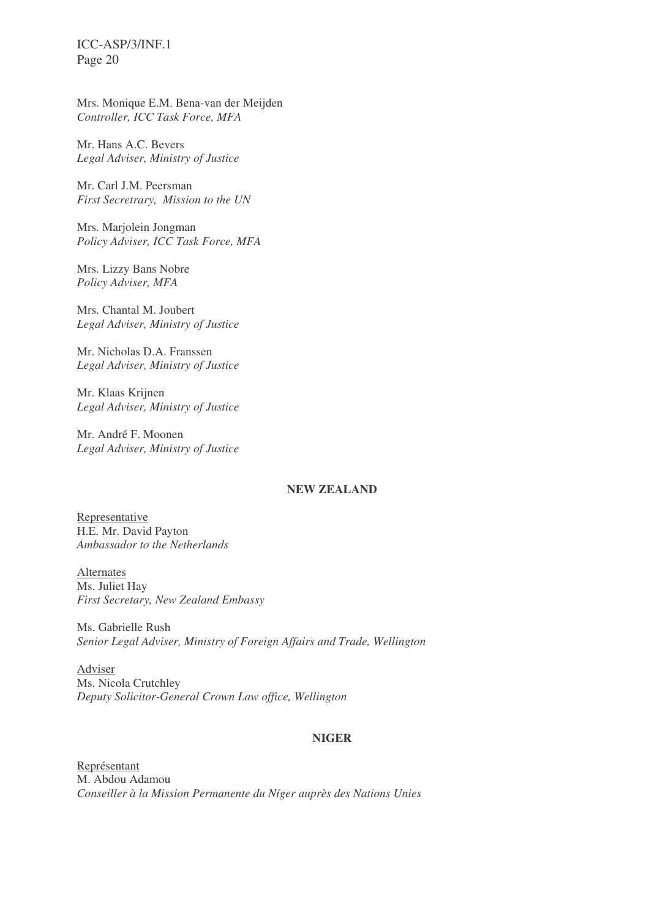Mrs. Monique E.M. Bena-van der Meijden
*Controller, ICC Task Force, MFA*

Mr. Hans A.C. Bevers
*Legal Adviser, Ministry of Justice*

Mr. Carl J.M. Peersman
*First Secretrary, Mission to the UN*

Mrs. Marjolein Jongman
*Policy Adviser, ICC Task Force, MFA*

Mrs. Lizzy Bans Nobre
*Policy Adviser, MFA*

Mrs. Chantal M. Joubert
*Legal Adviser, Ministry of Justice*

Mr. Nicholas D.A. Franssen
*Legal Adviser, Ministry of Justice*

Mr. Klaas Krijnen
*Legal Adviser, Ministry of Justice*

Mr. André F. Moonen
*Legal Adviser, Ministry of Justice*

**NEW ZEALAND**

Representative
H.E. Mr. David Payton
*Ambassador to the Netherlands*

Alternates
Ms. Juliet Hay
*First Secretary, New Zealand Embassy*

Ms. Gabrielle Rush
*Senior Legal Adviser, Ministry of Foreign Affairs and Trade, Wellington*

Adviser
Ms. Nicola Crutchley
*Deputy Solicitor-General Crown Law office, Wellington*

**NIGER**

Représentant
M. Abdou Adamou
*Conseiller à la Mission Permanente du Níger auprès des Nations Unies*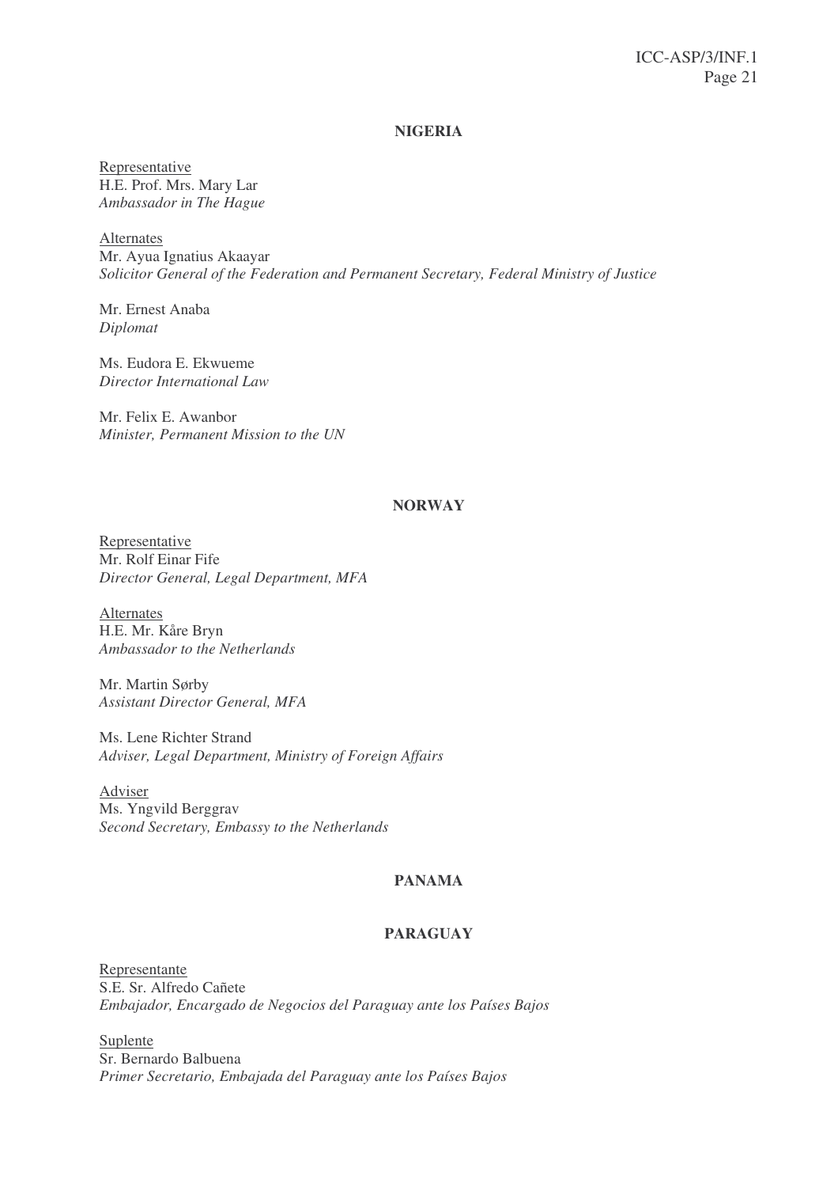## NIGERIA

Representative
H.E. Prof. Mrs. Mary Lar
*Ambassador in The Hague*

Alternates
Mr. Ayua Ignatius Akaayar
*Solicitor General of the Federation and Permanent Secretary, Federal Ministry of Justice*

Mr. Ernest Anaba
*Diplomat*

Ms. Eudora E. Ekwueme
*Director International Law*

Mr. Felix E. Awanbor
*Minister, Permanent Mission to the UN*

## NORWAY

Representative
Mr. Rolf Einar Fife
*Director General, Legal Department, MFA*

Alternates
H.E. Mr. Kåre Bryn
*Ambassador to the Netherlands*

Mr. Martin Sørby
*Assistant Director General, MFA*

Ms. Lene Richter Strand
*Adviser, Legal Department, Ministry of Foreign Affairs*

Adviser
Ms. Yngvild Berggrav
*Second Secretary, Embassy to the Netherlands*

## PANAMA

## PARAGUAY

Representante
S.E. Sr. Alfredo Cañete
*Embajador, Encargado de Negocios del Paraguay ante los Países Bajos*

Suplente
Sr. Bernardo Balbuena
*Primer Secretario, Embajada del Paraguay ante los Países Bajos*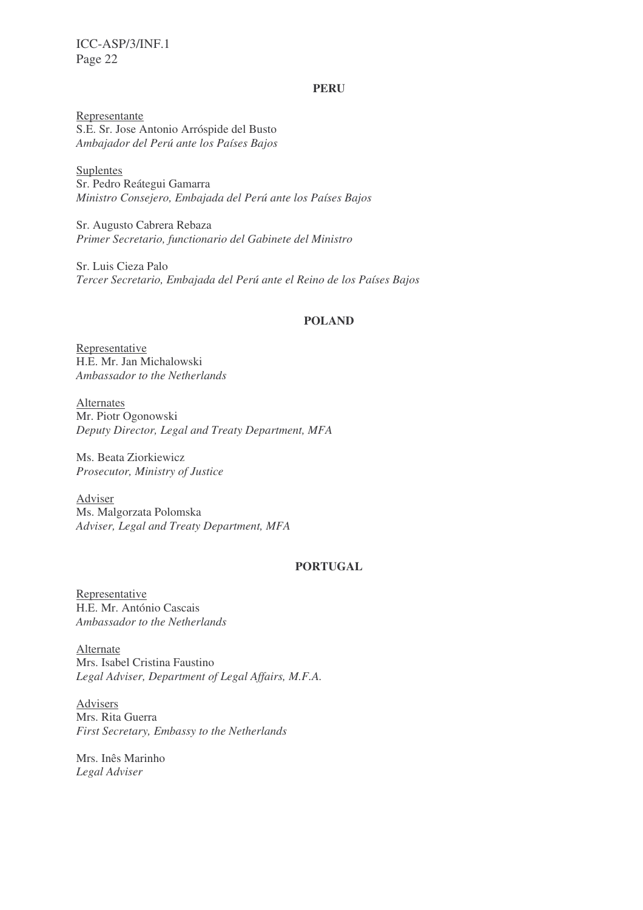**PERU**

Representante
S.E. Sr. Jose Antonio Arróspide del Busto
*Ambajador del Perú ante los Países Bajos*

Suplentes
Sr. Pedro Reátegui Gamarra
*Ministro Consejero, Embajada del Perú ante los Países Bajos*

Sr. Augusto Cabrera Rebaza
*Primer Secretario, functionario del Gabinete del Ministro*

Sr. Luis Cieza Palo
*Tercer Secretario, Embajada del Perú ante el Reino de los Países Bajos*

**POLAND**

Representative
H.E. Mr. Jan Michalowski
*Ambassador to the Netherlands*

Alternates
Mr. Piotr Ogonowski
*Deputy Director, Legal and Treaty Department, MFA*

Ms. Beata Ziorkiewicz
*Prosecutor, Ministry of Justice*

Adviser
Ms. Malgorzata Polomska
*Adviser, Legal and Treaty Department, MFA*

**PORTUGAL**

Representative
H.E. Mr. António Cascais
*Ambassador to the Netherlands*

Alternate
Mrs. Isabel Cristina Faustino
*Legal Adviser, Department of Legal Affairs, M.F.A.*

Advisers
Mrs. Rita Guerra
*First Secretary, Embassy to the Netherlands*

Mrs. Inês Marinho
*Legal Adviser*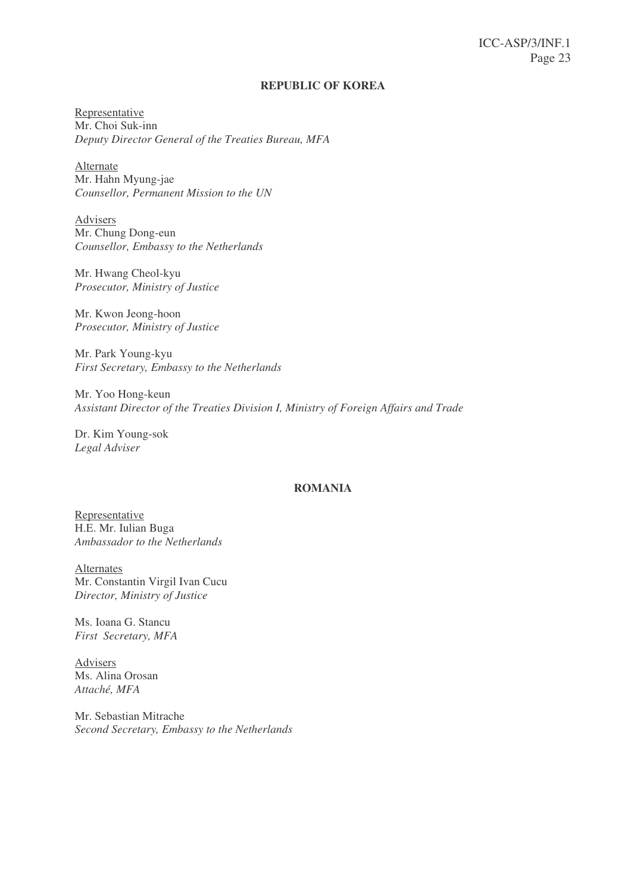## REPUBLIC OF KOREA

Representative
Mr. Choi Suk-inn
*Deputy Director General of the Treaties Bureau, MFA*

Alternate
Mr. Hahn Myung-jae
*Counsellor, Permanent Mission to the UN*

Advisers
Mr. Chung Dong-eun
*Counsellor, Embassy to the Netherlands*

Mr. Hwang Cheol-kyu
*Prosecutor, Ministry of Justice*

Mr. Kwon Jeong-hoon
*Prosecutor, Ministry of Justice*

Mr. Park Young-kyu
*First Secretary, Embassy to the Netherlands*

Mr. Yoo Hong-keun
*Assistant Director of the Treaties Division I, Ministry of Foreign Affairs and Trade*

Dr. Kim Young-sok
*Legal Adviser*

## ROMANIA

Representative
H.E. Mr. Iulian Buga
*Ambassador to the Netherlands*

Alternates
Mr. Constantin Virgil Ivan Cucu
*Director, Ministry of Justice*

Ms. Ioana G. Stancu
*First Secretary, MFA*

Advisers
Ms. Alina Orosan
*Attaché, MFA*

Mr. Sebastian Mitrache
*Second Secretary, Embassy to the Netherlands*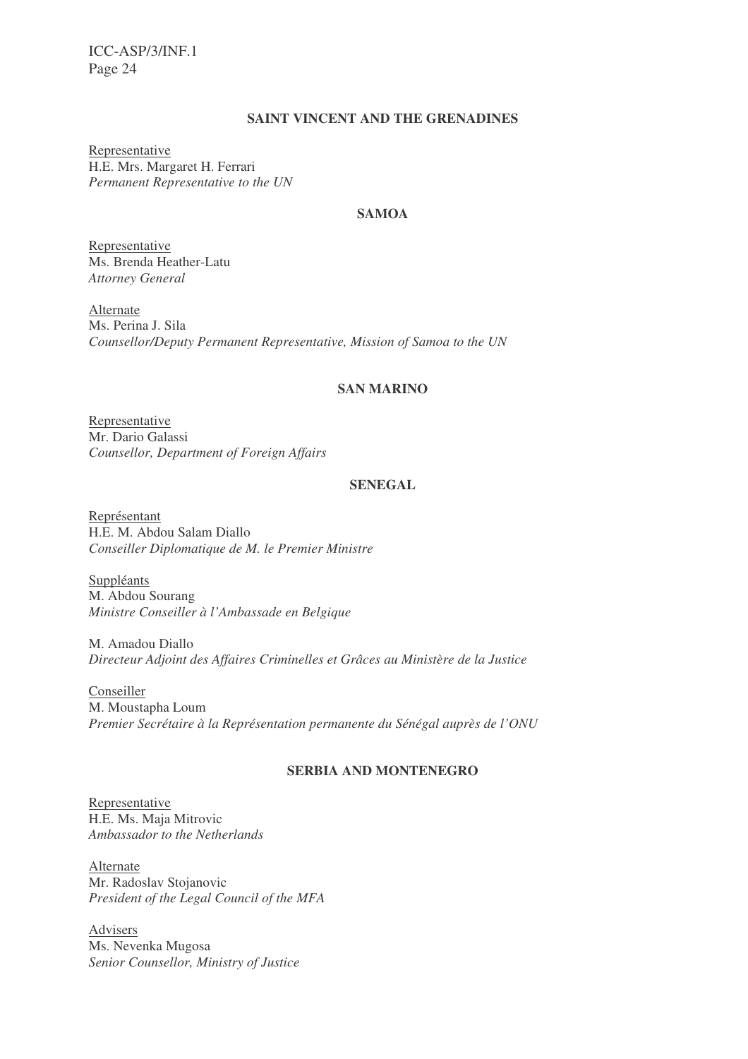## SAINT VINCENT AND THE GRENADINES

Representative
H.E. Mrs. Margaret H. Ferrari
*Permanent Representative to the UN*

## SAMOA

Representative
Ms. Brenda Heather-Latu
*Attorney General*

Alternate
Ms. Perina J. Sila
*Counsellor/Deputy Permanent Representative, Mission of Samoa to the UN*

## SAN MARINO

Representative
Mr. Dario Galassi
*Counsellor, Department of Foreign Affairs*

## SENEGAL

Représentant
H.E. M. Abdou Salam Diallo
*Conseiller Diplomatique de M. le Premier Ministre*

Suppléants
M. Abdou Sourang
*Ministre Conseiller à l'Ambassade en Belgique*

M. Amadou Diallo
*Directeur Adjoint des Affaires Criminelles et Grâces au Ministère de la Justice*

Conseiller
M. Moustapha Loum
*Premier Secrétaire à la Représentation permanente du Sénégal auprès de l'ONU*

## SERBIA AND MONTENEGRO

Representative
H.E. Ms. Maja Mitrovic
*Ambassador to the Netherlands*

Alternate
Mr. Radoslav Stojanovic
*President of the Legal Council of the MFA*

Advisers
Ms. Nevenka Mugosa
*Senior Counsellor, Ministry of Justice*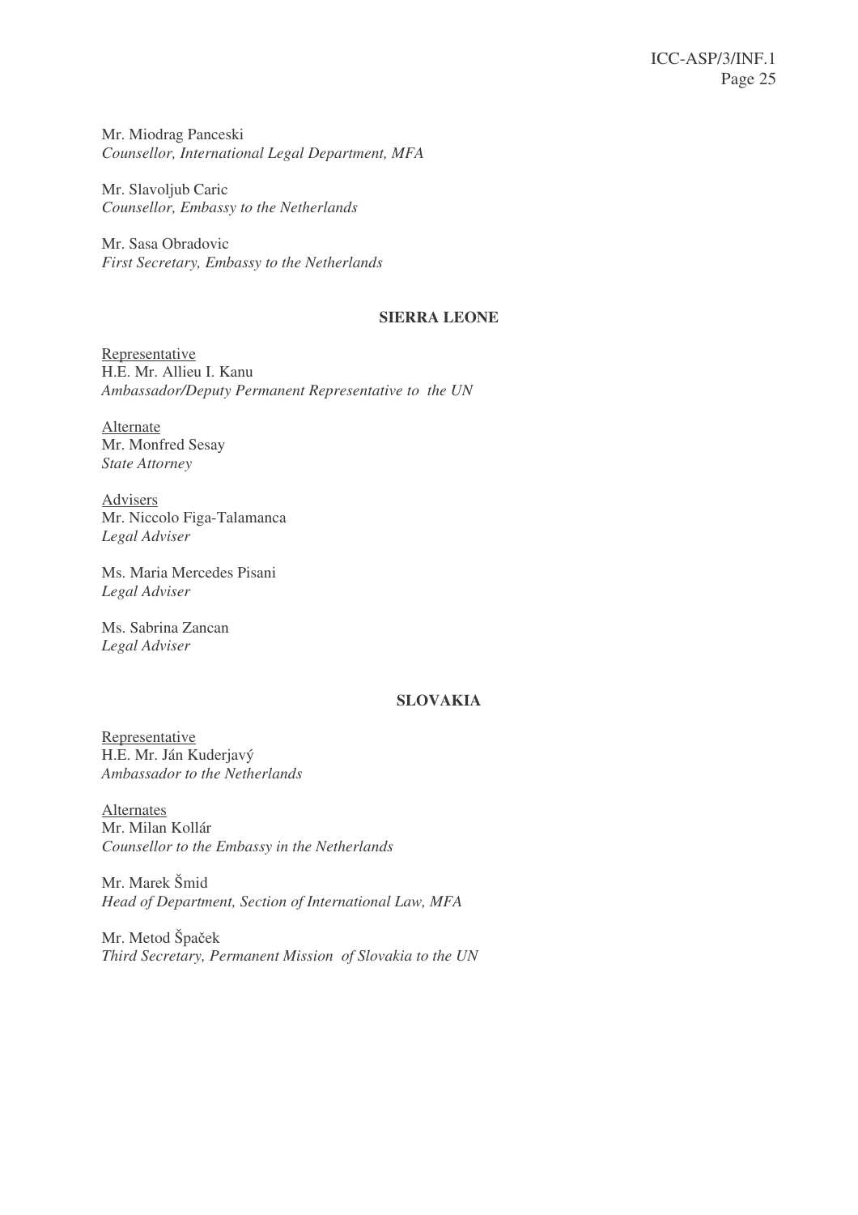Mr. Miodrag Panceski
*Counsellor, International Legal Department, MFA*

Mr. Slavoljub Caric
*Counsellor, Embassy to the Netherlands*

Mr. Sasa Obradovic
*First Secretary, Embassy to the Netherlands*

**SIERRA LEONE**

Representative
H.E. Mr. Allieu I. Kanu
*Ambassador/Deputy Permanent Representative to the UN*

Alternate
Mr. Monfred Sesay
*State Attorney*

Advisers
Mr. Niccolo Figa-Talamanca
*Legal Adviser*

Ms. Maria Mercedes Pisani
*Legal Adviser*

Ms. Sabrina Zancan
*Legal Adviser*

**SLOVAKIA**

Representative
H.E. Mr. Ján Kuderjavý
*Ambassador to the Netherlands*

Alternates
Mr. Milan Kollár
*Counsellor to the Embassy in the Netherlands*

Mr. Marek Šmid
*Head of Department, Section of International Law, MFA*

Mr. Metod Špaček
*Third Secretary, Permanent Mission of Slovakia to the UN*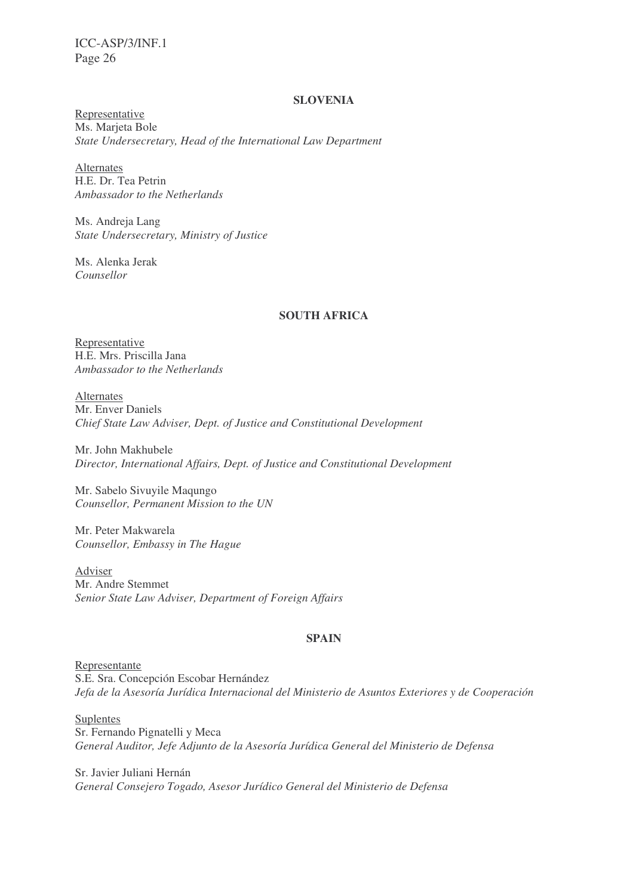**SLOVENIA**

Representative
Ms. Marjeta Bole
*State Undersecretary, Head of the International Law Department*

Alternates
H.E. Dr. Tea Petrin
*Ambassador to the Netherlands*

Ms. Andreja Lang
*State Undersecretary, Ministry of Justice*

Ms. Alenka Jerak
*Counsellor*

**SOUTH AFRICA**

Representative
H.E. Mrs. Priscilla Jana
*Ambassador to the Netherlands*

Alternates
Mr. Enver Daniels
*Chief State Law Adviser, Dept. of Justice and Constitutional Development*

Mr. John Makhubele
*Director, International Affairs, Dept. of Justice and Constitutional Development*

Mr. Sabelo Sivuyile Maqungo
*Counsellor, Permanent Mission to the UN*

Mr. Peter Makwarela
*Counsellor, Embassy in The Hague*

Adviser
Mr. Andre Stemmet
*Senior State Law Adviser, Department of Foreign Affairs*

**SPAIN**

Representante
S.E. Sra. Concepción Escobar Hernández
*Jefa de la Asesoría Jurídica Internacional del Ministerio de Asuntos Exteriores y de Cooperación*

Suplentes
Sr. Fernando Pignatelli y Meca
*General Auditor, Jefe Adjunto de la Asesoría Jurídica General del Ministerio de Defensa*

Sr. Javier Juliani Hernán
*General Consejero Togado, Asesor Jurídico General del Ministerio de Defensa*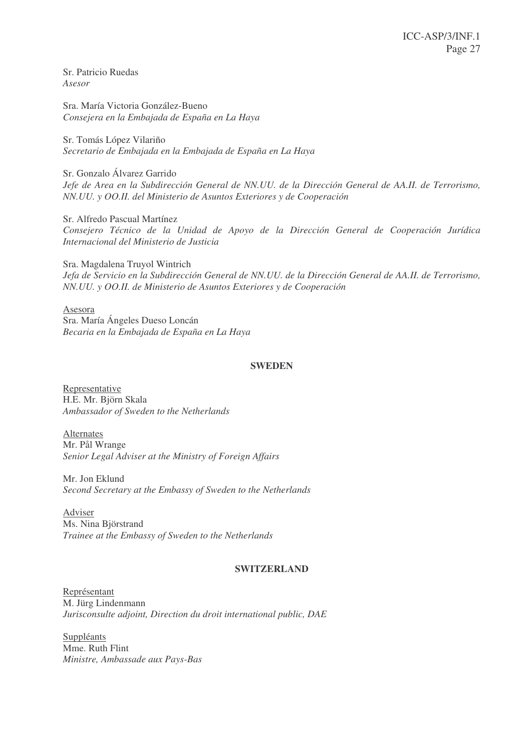Sr. Patricio Ruedas
*Asesor*

Sra. María Victoria González-Bueno
*Consejera en la Embajada de España en La Haya*

Sr. Tomás López Vilariño
*Secretario de Embajada en la Embajada de España en La Haya*

Sr. Gonzalo Álvarez Garrido
*Jefe de Area en la Subdirección General de NN.UU. de la Dirección General de AA.II. de Terrorismo, NN.UU. y OO.II. del Ministerio de Asuntos Exteriores y de Cooperación*

Sr. Alfredo Pascual Martínez
*Consejero Técnico de la Unidad de Apoyo de la Dirección General de Cooperación Jurídica Internacional del Ministerio de Justicia*

Sra. Magdalena Truyol Wintrich
*Jefa de Servicio en la Subdirección General de NN.UU. de la Dirección General de AA.II. de Terrorismo, NN.UU. y OO.II. de Ministerio de Asuntos Exteriores y de Cooperación*

Asesora
Sra. María Ángeles Dueso Loncán
*Becaria en la Embajada de España en La Haya*

**SWEDEN**

Representative
H.E. Mr. Björn Skala
*Ambassador of Sweden to the Netherlands*

Alternates
Mr. Pål Wrange
*Senior Legal Adviser at the Ministry of Foreign Affairs*

Mr. Jon Eklund
*Second Secretary at the Embassy of Sweden to the Netherlands*

Adviser
Ms. Nina Björstrand
*Trainee at the Embassy of Sweden to the Netherlands*

**SWITZERLAND**

Représentant
M. Jürg Lindenmann
*Jurisconsulte adjoint, Direction du droit international public, DAE*

Suppléants
Mme. Ruth Flint
*Ministre, Ambassade aux Pays-Bas*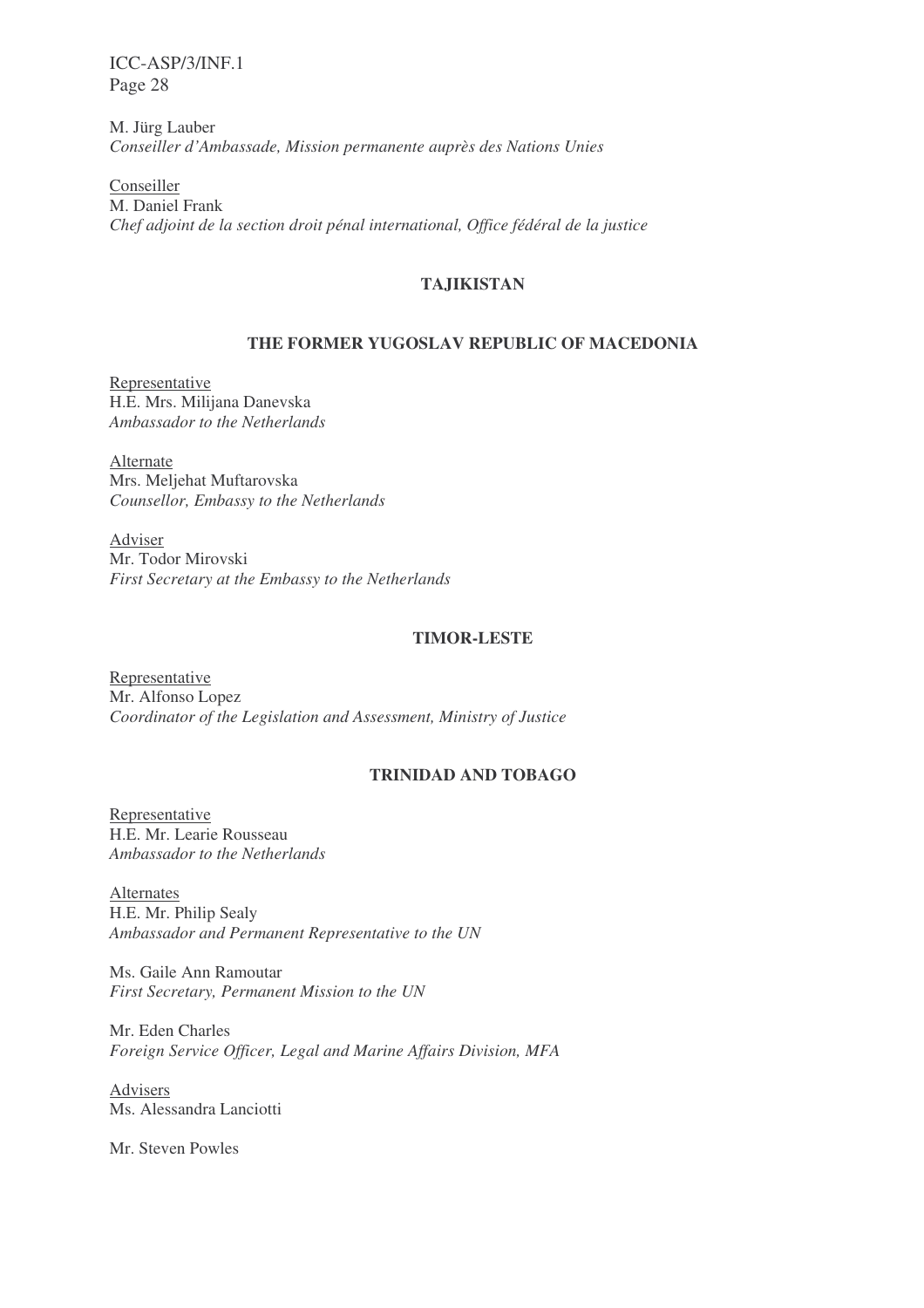M. Jürg Lauber
*Conseiller d'Ambassade, Mission permanente auprès des Nations Unies*

Conseiller
M. Daniel Frank
*Chef adjoint de la section droit pénal international, Office fédéral de la justice*

### TAJIKISTAN

### THE FORMER YUGOSLAV REPUBLIC OF MACEDONIA

Representative
H.E. Mrs. Milijana Danevska
*Ambassador to the Netherlands*

Alternate
Mrs. Meljehat Muftarovska
*Counsellor, Embassy to the Netherlands*

Adviser
Mr. Todor Mirovski
*First Secretary at the Embassy to the Netherlands*

### TIMOR-LESTE

Representative
Mr. Alfonso Lopez
*Coordinator of the Legislation and Assessment, Ministry of Justice*

### TRINIDAD AND TOBAGO

Representative
H.E. Mr. Learie Rousseau
*Ambassador to the Netherlands*

Alternates
H.E. Mr. Philip Sealy
*Ambassador and Permanent Representative to the UN*

Ms. Gaile Ann Ramoutar
*First Secretary, Permanent Mission to the UN*

Mr. Eden Charles
*Foreign Service Officer, Legal and Marine Affairs Division, MFA*

Advisers
Ms. Alessandra Lanciotti

Mr. Steven Powles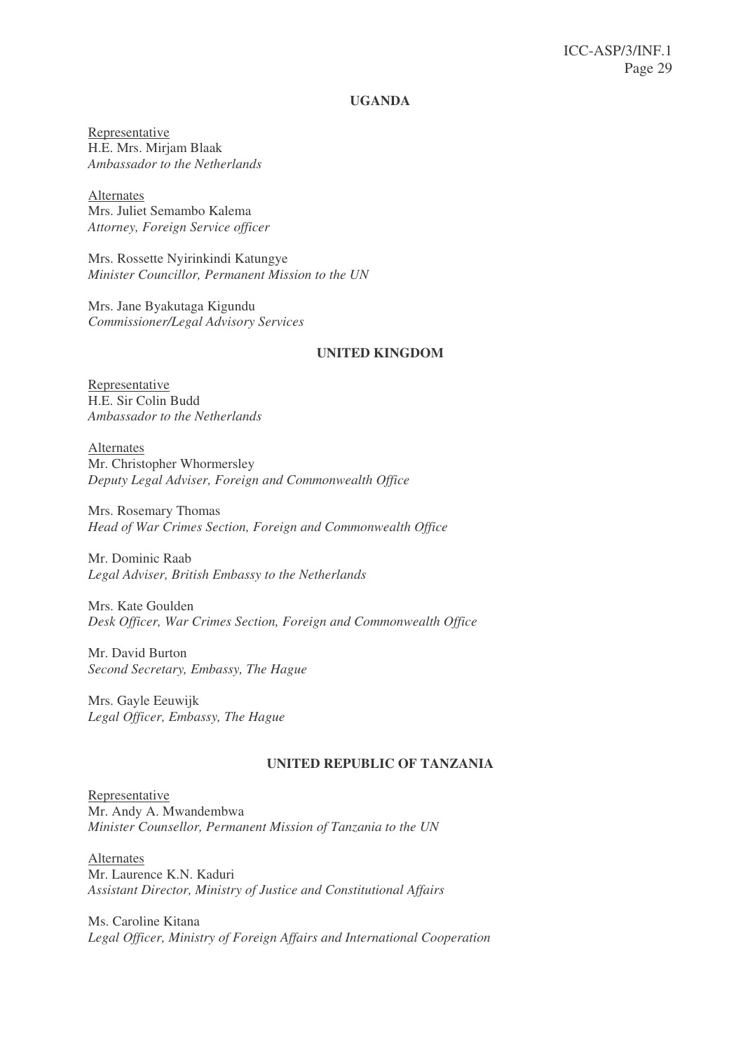**UGANDA**

Representative
H.E. Mrs. Mirjam Blaak
*Ambassador to the Netherlands*

Alternates
Mrs. Juliet Semambo Kalema
*Attorney, Foreign Service officer*

Mrs. Rossette Nyirinkindi Katungye
*Minister Councillor, Permanent Mission to the UN*

Mrs. Jane Byakutaga Kigundu
*Commissioner/Legal Advisory Services*

**UNITED KINGDOM**

Representative
H.E. Sir Colin Budd
*Ambassador to the Netherlands*

Alternates
Mr. Christopher Whormersley
*Deputy Legal Adviser, Foreign and Commonwealth Office*

Mrs. Rosemary Thomas
*Head of War Crimes Section, Foreign and Commonwealth Office*

Mr. Dominic Raab
*Legal Adviser, British Embassy to the Netherlands*

Mrs. Kate Goulden
*Desk Officer, War Crimes Section, Foreign and Commonwealth Office*

Mr. David Burton
*Second Secretary, Embassy, The Hague*

Mrs. Gayle Eeuwijk
*Legal Officer, Embassy, The Hague*

**UNITED REPUBLIC OF TANZANIA**

Representative
Mr. Andy A. Mwandembwa
*Minister Counsellor, Permanent Mission of Tanzania to the UN*

Alternates
Mr. Laurence K.N. Kaduri
*Assistant Director, Ministry of Justice and Constitutional Affairs*

Ms. Caroline Kitana
*Legal Officer, Ministry of Foreign Affairs and International Cooperation*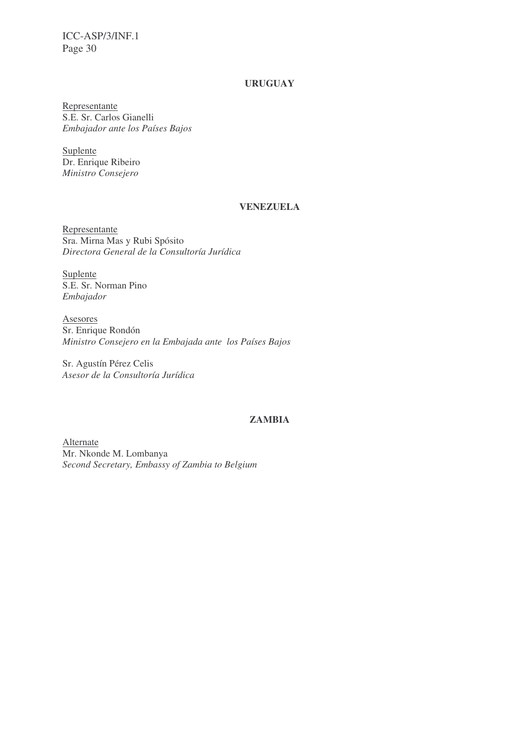### URUGUAY

Representante
S.E. Sr. Carlos Gianelli
*Embajador ante los Países Bajos*

Suplente
Dr. Enrique Ribeiro
*Ministro Consejero*

### VENEZUELA

Representante
Sra. Mirna Mas y Rubi Spósito
*Directora General de la Consultoría Jurídica*

Suplente
S.E. Sr. Norman Pino
*Embajador*

Asesores
Sr. Enrique Rondón
*Ministro Consejero en la Embajada ante los Países Bajos*

Sr. Agustín Pérez Celis
*Asesor de la Consultoría Jurídica*

### ZAMBIA

Alternate
Mr. Nkonde M. Lombanya
*Second Secretary, Embassy of Zambia to Belgium*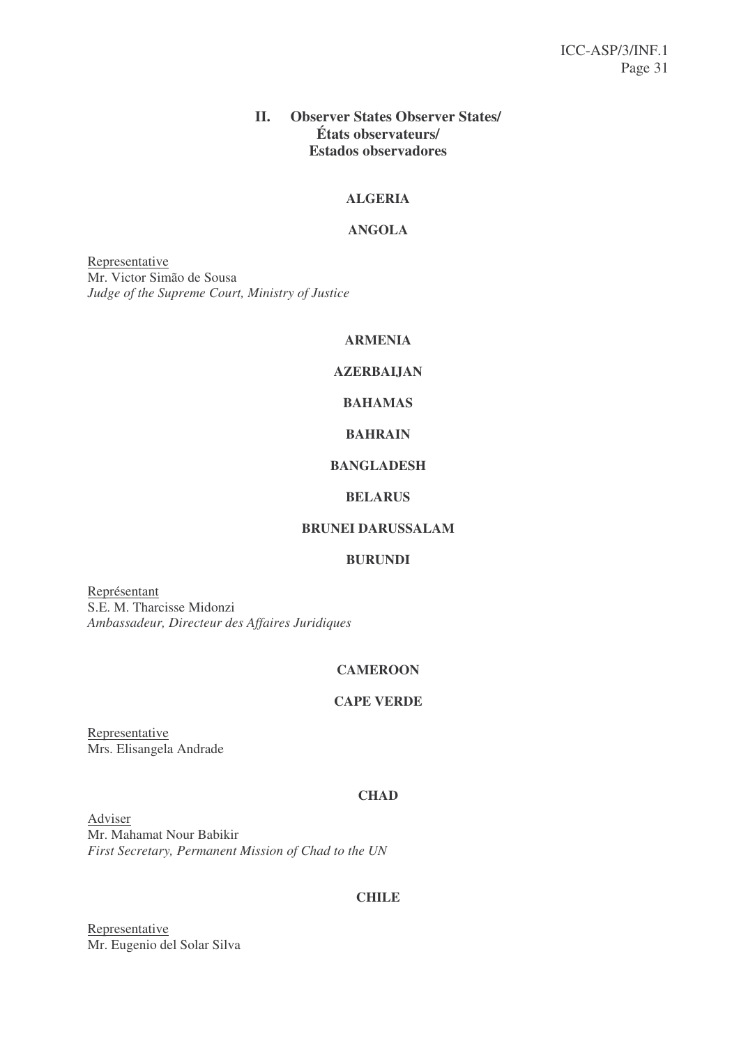## II. Observer States Observer States/ États observateurs/ Estados observadores

**ALGERIA**

**ANGOLA**

Representative
Mr. Victor Simão de Sousa
*Judge of the Supreme Court, Ministry of Justice*

**ARMENIA**

**AZERBAIJAN**

**BAHAMAS**

**BAHRAIN**

**BANGLADESH**

**BELARUS**

**BRUNEI DARUSSALAM**

**BURUNDI**

Représentant
S.E. M. Tharcisse Midonzi
*Ambassadeur, Directeur des Affaires Juridiques*

**CAMEROON**

**CAPE VERDE**

Representative
Mrs. Elisangela Andrade

**CHAD**

Adviser
Mr. Mahamat Nour Babikir
*First Secretary, Permanent Mission of Chad to the UN*

**CHILE**

Representative
Mr. Eugenio del Solar Silva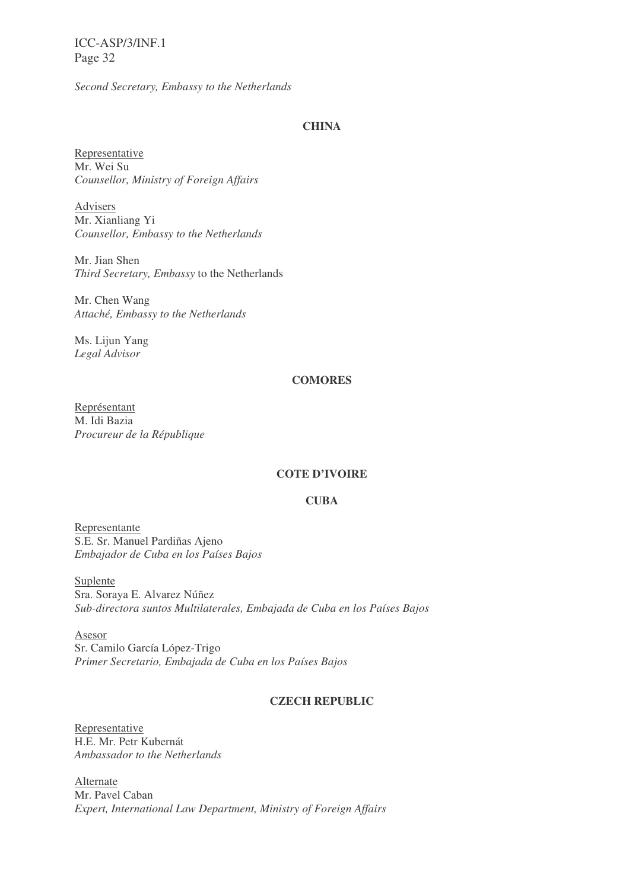*Second Secretary, Embassy to the Netherlands*

**CHINA**

Representative
Mr. Wei Su
*Counsellor, Ministry of Foreign Affairs*

Advisers
Mr. Xianliang Yi
*Counsellor, Embassy to the Netherlands*

Mr. Jian Shen
*Third Secretary, Embassy* to the Netherlands

Mr. Chen Wang
*Attaché, Embassy to the Netherlands*

Ms. Lijun Yang
*Legal Advisor*

**COMORES**

Représentant
M. Idi Bazia
*Procureur de la République*

**COTE D'IVOIRE**

**CUBA**

Representante
S.E. Sr. Manuel Pardiñas Ajeno
*Embajador de Cuba en los Países Bajos*

Suplente
Sra. Soraya E. Alvarez Núñez
*Sub-directora suntos Multilaterales, Embajada de Cuba en los Países Bajos*

Asesor
Sr. Camilo García López-Trigo
*Primer Secretario, Embajada de Cuba en los Países Bajos*

**CZECH REPUBLIC**

Representative
H.E. Mr. Petr Kubernát
*Ambassador to the Netherlands*

Alternate
Mr. Pavel Caban
*Expert, International Law Department, Ministry of Foreign Affairs*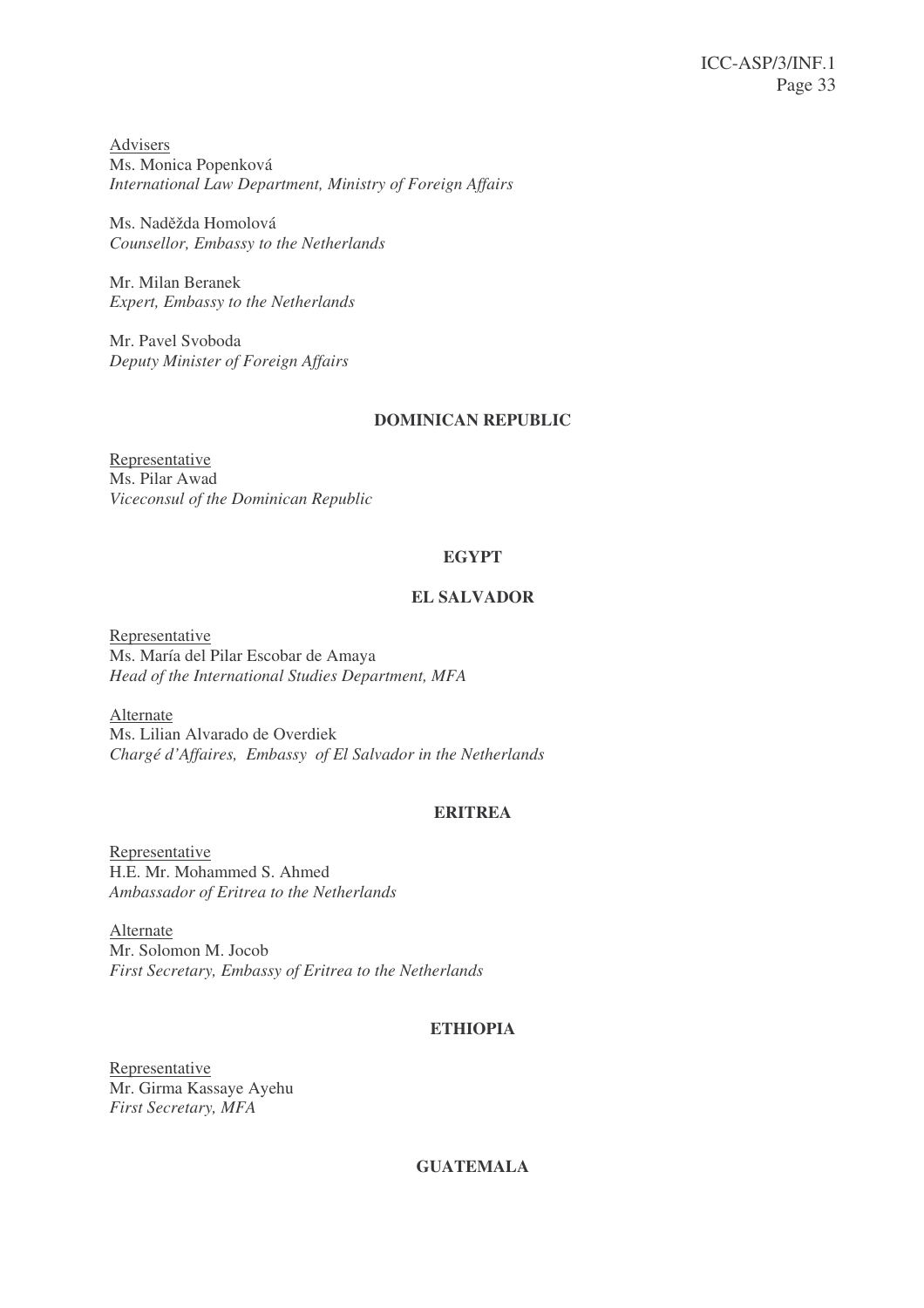Advisers
Ms. Monica Popenková
*International Law Department, Ministry of Foreign Affairs*

Ms. Naděžda Homolová
*Counsellor, Embassy to the Netherlands*

Mr. Milan Beranek
*Expert, Embassy to the Netherlands*

Mr. Pavel Svoboda
*Deputy Minister of Foreign Affairs*

**DOMINICAN REPUBLIC**

Representative
Ms. Pilar Awad
*Viceconsul of the Dominican Republic*

**EGYPT**

**EL SALVADOR**

Representative
Ms. María del Pilar Escobar de Amaya
*Head of the International Studies Department, MFA*

Alternate
Ms. Lilian Alvarado de Overdiek
*Chargé d'Affaires, Embassy of El Salvador in the Netherlands*

**ERITREA**

Representative
H.E. Mr. Mohammed S. Ahmed
*Ambassador of Eritrea to the Netherlands*

Alternate
Mr. Solomon M. Jocob
*First Secretary, Embassy of Eritrea to the Netherlands*

**ETHIOPIA**

Representative
Mr. Girma Kassaye Ayehu
*First Secretary, MFA*

**GUATEMALA**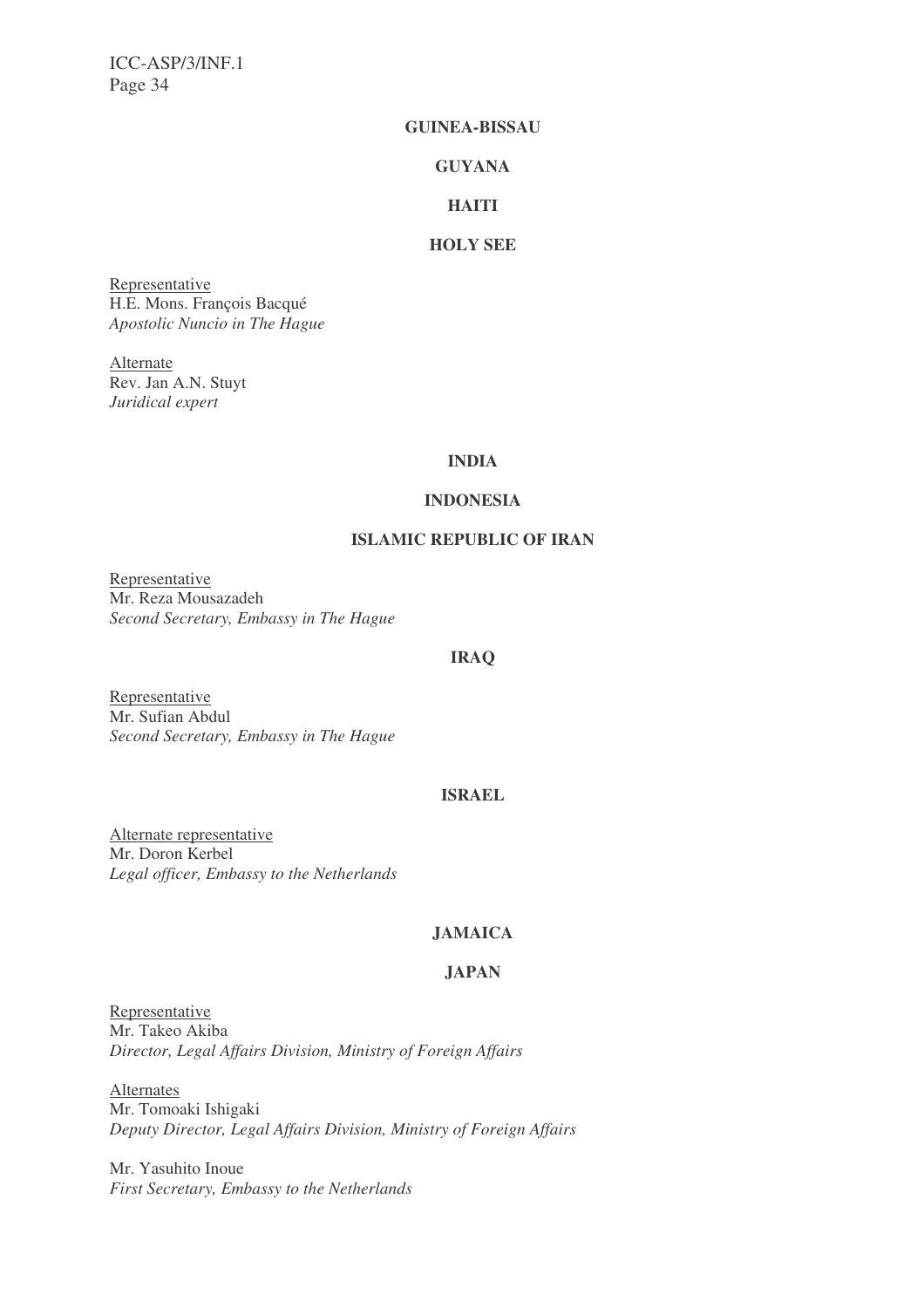**GUINEA-BISSAU**

**GUYANA**

**HAITI**

**HOLY SEE**

Representative
H.E. Mons. François Bacqué
*Apostolic Nuncio in The Hague*

Alternate
Rev. Jan A.N. Stuyt
*Juridical expert*

**INDIA**

**INDONESIA**

**ISLAMIC REPUBLIC OF IRAN**

Representative
Mr. Reza Mousazadeh
*Second Secretary, Embassy in The Hague*

**IRAQ**

Representative
Mr. Sufian Abdul
*Second Secretary, Embassy in The Hague*

**ISRAEL**

Alternate representative
Mr. Doron Kerbel
*Legal officer, Embassy to the Netherlands*

**JAMAICA**

**JAPAN**

Representative
Mr. Takeo Akiba
*Director, Legal Affairs Division, Ministry of Foreign Affairs*

Alternates
Mr. Tomoaki Ishigaki
*Deputy Director, Legal Affairs Division, Ministry of Foreign Affairs*

Mr. Yasuhito Inoue
*First Secretary, Embassy to the Netherlands*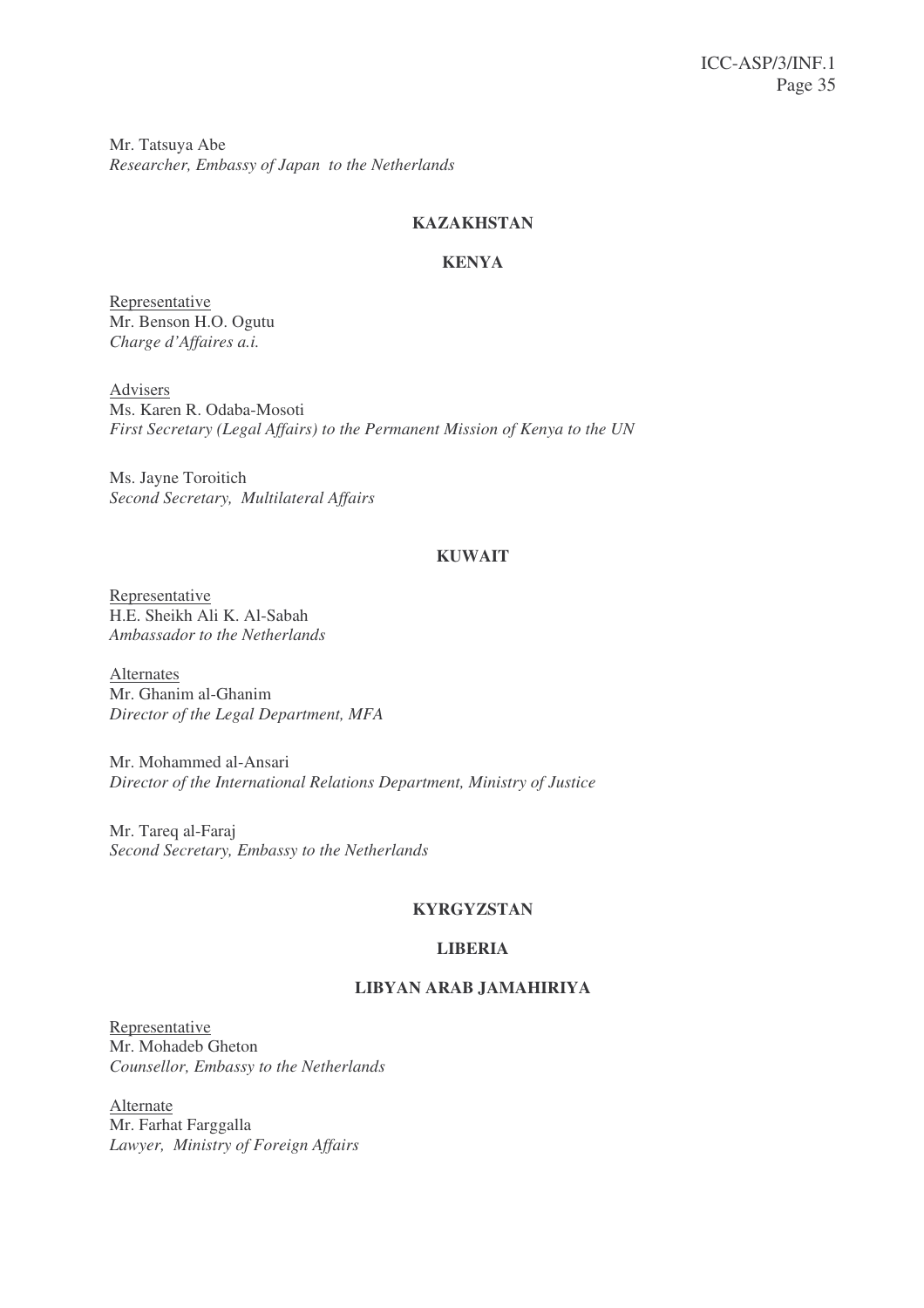Mr. Tatsuya Abe
*Researcher, Embassy of Japan to the Netherlands*

**KAZAKHSTAN**

**KENYA**

Representative
Mr. Benson H.O. Ogutu
*Charge d'Affaires a.i.*

Advisers
Ms. Karen R. Odaba-Mosoti
*First Secretary (Legal Affairs) to the Permanent Mission of Kenya to the UN*

Ms. Jayne Toroitich
*Second Secretary, Multilateral Affairs*

**KUWAIT**

Representative
H.E. Sheikh Ali K. Al-Sabah
*Ambassador to the Netherlands*

Alternates
Mr. Ghanim al-Ghanim
*Director of the Legal Department, MFA*

Mr. Mohammed al-Ansari
*Director of the International Relations Department, Ministry of Justice*

Mr. Tareq al-Faraj
*Second Secretary, Embassy to the Netherlands*

**KYRGYZSTAN**

**LIBERIA**

**LIBYAN ARAB JAMAHIRIYA**

Representative
Mr. Mohadeb Gheton
*Counsellor, Embassy to the Netherlands*

Alternate
Mr. Farhat Farggalla
*Lawyer, Ministry of Foreign Affairs*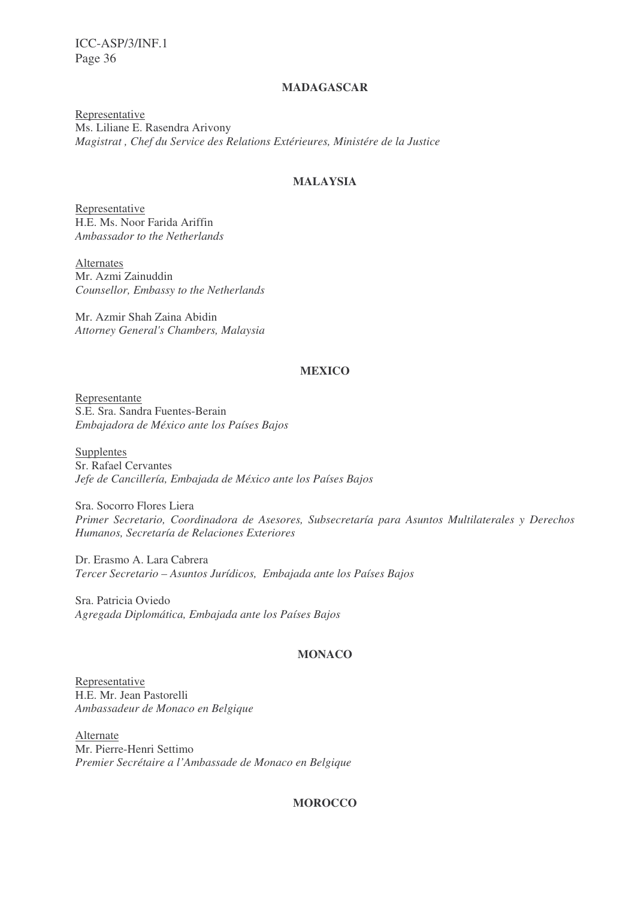**MADAGASCAR**

Representative
Ms. Liliane E. Rasendra Arivony
*Magistrat , Chef du Service des Relations Extérieures, Ministére de la Justice*

**MALAYSIA**

Representative
H.E. Ms. Noor Farida Ariffin
*Ambassador to the Netherlands*

Alternates
Mr. Azmi Zainuddin
*Counsellor, Embassy to the Netherlands*

Mr. Azmir Shah Zaina Abidin
*Attorney General's Chambers, Malaysia*

**MEXICO**

Representante
S.E. Sra. Sandra Fuentes-Berain
*Embajadora de México ante los Países Bajos*

Supplentes
Sr. Rafael Cervantes
*Jefe de Cancillería, Embajada de México ante los Países Bajos*

Sra. Socorro Flores Liera
*Primer Secretario, Coordinadora de Asesores, Subsecretaría para Asuntos Multilaterales y Derechos Humanos, Secretaría de Relaciones Exteriores*

Dr. Erasmo A. Lara Cabrera
*Tercer Secretario – Asuntos Jurídicos, Embajada ante los Países Bajos*

Sra. Patricia Oviedo
*Agregada Diplomática, Embajada ante los Países Bajos*

**MONACO**

Representative
H.E. Mr. Jean Pastorelli
*Ambassadeur de Monaco en Belgique*

Alternate
Mr. Pierre-Henri Settimo
*Premier Secrétaire a l'Ambassade de Monaco en Belgique*

**MOROCCO**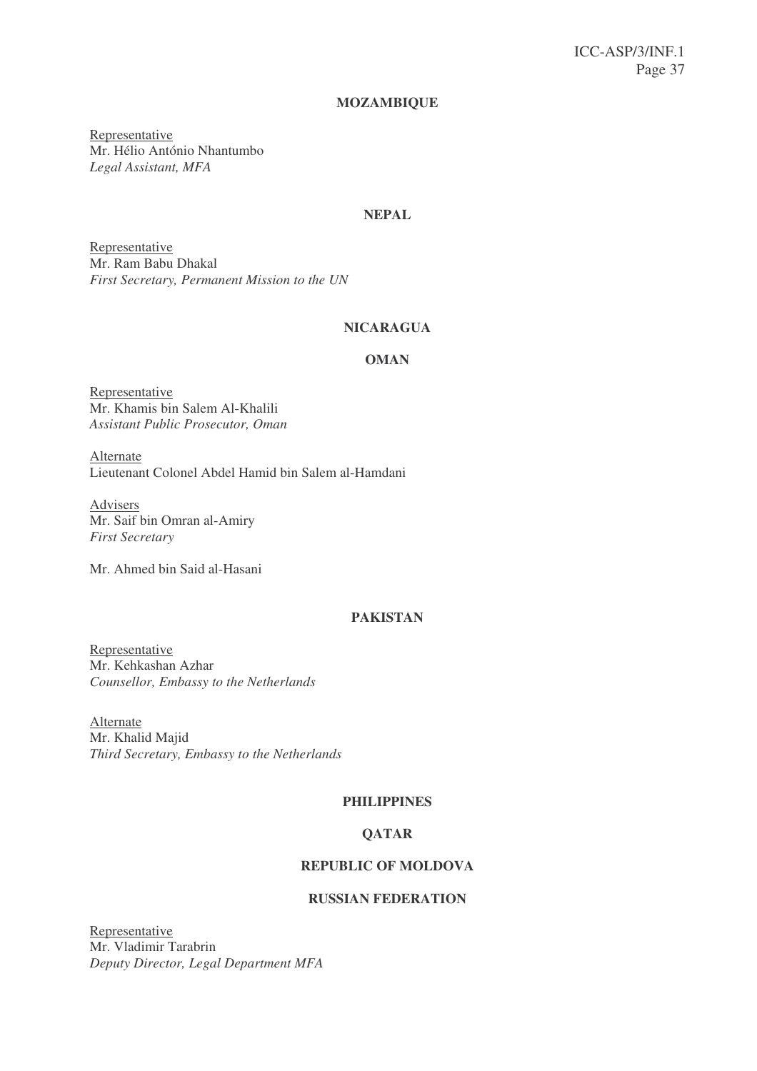**MOZAMBIQUE**

Representative
Mr. Hélio António Nhantumbo
*Legal Assistant, MFA*

**NEPAL**

Representative
Mr. Ram Babu Dhakal
*First Secretary, Permanent Mission to the UN*

**NICARAGUA**

**OMAN**

Representative
Mr. Khamis bin Salem Al-Khalili
*Assistant Public Prosecutor, Oman*

Alternate
Lieutenant Colonel Abdel Hamid bin Salem al-Hamdani

Advisers
Mr. Saif bin Omran al-Amiry
*First Secretary*

Mr. Ahmed bin Said al-Hasani

**PAKISTAN**

Representative
Mr. Kehkashan Azhar
*Counsellor, Embassy to the Netherlands*

Alternate
Mr. Khalid Majid
*Third Secretary, Embassy to the Netherlands*

**PHILIPPINES**

**QATAR**

**REPUBLIC OF MOLDOVA**

**RUSSIAN FEDERATION**

Representative
Mr. Vladimir Tarabrin
*Deputy Director, Legal Department MFA*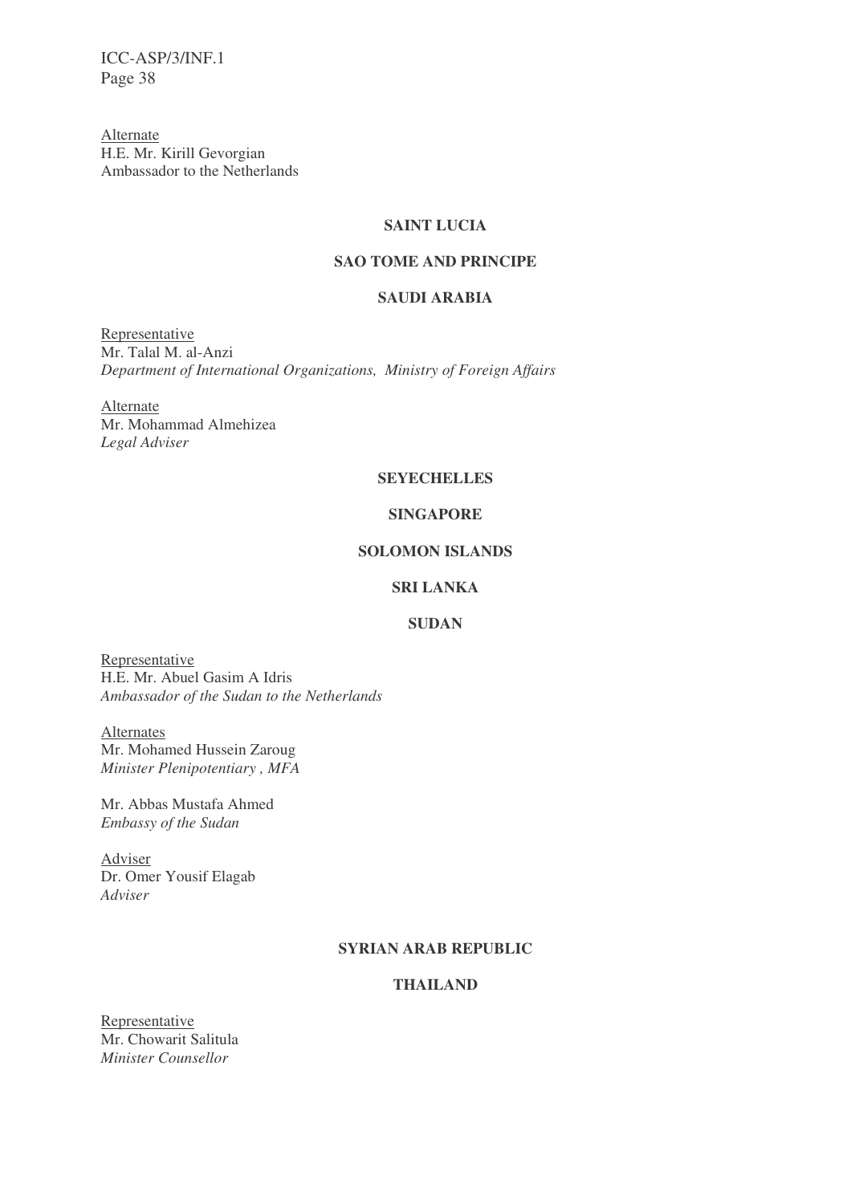<u>Alternate</u>
H.E. Mr. Kirill Gevorgian
Ambassador to the Netherlands

**SAINT LUCIA**

**SAO TOME AND PRINCIPE**

**SAUDI ARABIA**

<u>Representative</u>
Mr. Talal M. al-Anzi
*Department of International Organizations, Ministry of Foreign Affairs*

<u>Alternate</u>
Mr. Mohammad Almehizea
*Legal Adviser*

**SEYECHELLES**

**SINGAPORE**

**SOLOMON ISLANDS**

**SRI LANKA**

**SUDAN**

<u>Representative</u>
H.E. Mr. Abuel Gasim A Idris
*Ambassador of the Sudan to the Netherlands*

<u>Alternates</u>
Mr. Mohamed Hussein Zaroug
*Minister Plenipotentiary , MFA*

Mr. Abbas Mustafa Ahmed
*Embassy of the Sudan*

<u>Adviser</u>
Dr. Omer Yousif Elagab
*Adviser*

**SYRIAN ARAB REPUBLIC**

**THAILAND**

<u>Representative</u>
Mr. Chowarit Salitula
*Minister Counsellor*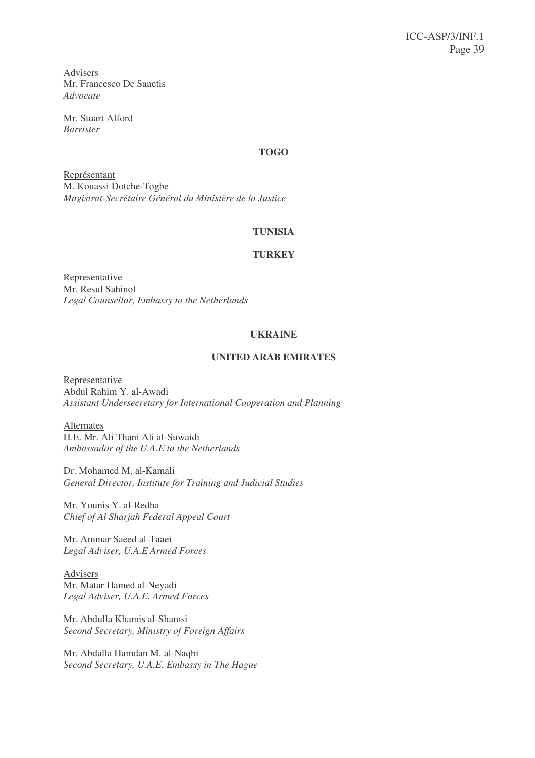Advisers
Mr. Francesco De Sanctis
*Advocate*

Mr. Stuart Alford
*Barrister*

**TOGO**

Représentant
M. Kouassi Dotche-Togbe
*Magistrat-Secrétaire Général du Ministère de la Justice*

**TUNISIA**

**TURKEY**

Representative
Mr. Resul Sahinol
*Legal Counsellor, Embassy to the Netherlands*

**UKRAINE**

**UNITED ARAB EMIRATES**

Representative
Abdul Rahim Y. al-Awadi
*Assistant Undersecretary for International Cooperation and Planning*

Alternates
H.E. Mr. Ali Thani Ali al-Suwaidi
*Ambassador of the U.A.E to the Netherlands*

Dr. Mohamed M. al-Kamali
*General Director, Institute for Training and Judicial Studies*

Mr. Younis Y. al-Redha
*Chief of Al Sharjah Federal Appeal Court*

Mr. Ammar Saeed al-Taaei
*Legal Adviser, U.A.E Armed Forces*

Advisers
Mr. Matar Hamed al-Neyadi
*Legal Adviser, U.A.E. Armed Forces*

Mr. Abdulla Khamis al-Shamsi
*Second Secretary, Ministry of Foreign Affairs*

Mr. Abdalla Hamdan M. al-Naqbi
*Second Secretary, U.A.E. Embassy in The Hague*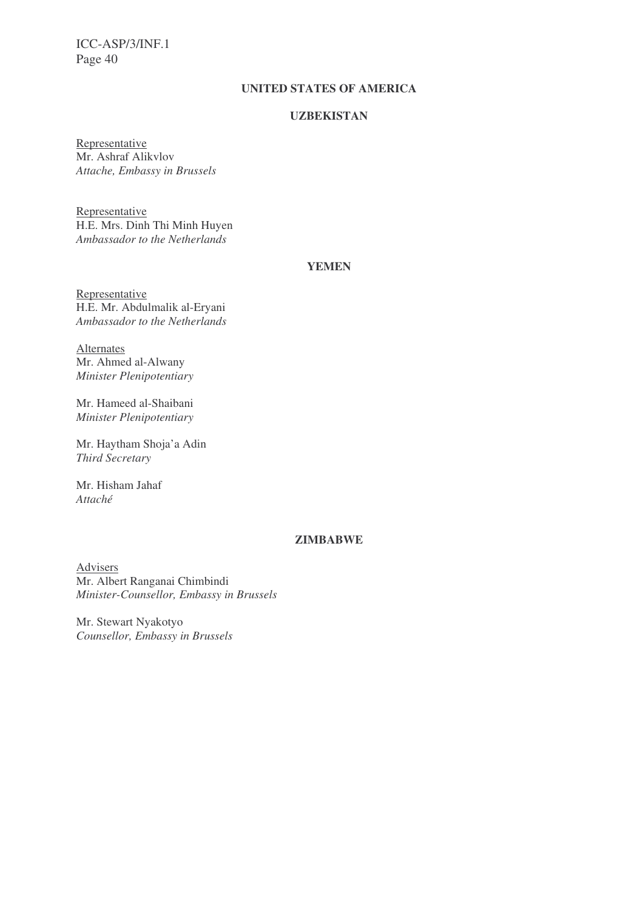**UNITED STATES OF AMERICA**

**UZBEKISTAN**

Representative
Mr. Ashraf Alikvlov
*Attache, Embassy in Brussels*

Representative
H.E. Mrs. Dinh Thi Minh Huyen
*Ambassador to the Netherlands*

**YEMEN**

Representative
H.E. Mr. Abdulmalik al-Eryani
*Ambassador to the Netherlands*

Alternates
Mr. Ahmed al-Alwany
*Minister Plenipotentiary*

Mr. Hameed al-Shaibani
*Minister Plenipotentiary*

Mr. Haytham Shoja'a Adin
*Third Secretary*

Mr. Hisham Jahaf
*Attaché*

**ZIMBABWE**

Advisers
Mr. Albert Ranganai Chimbindi
*Minister-Counsellor, Embassy in Brussels*

Mr. Stewart Nyakotyo
*Counsellor, Embassy in Brussels*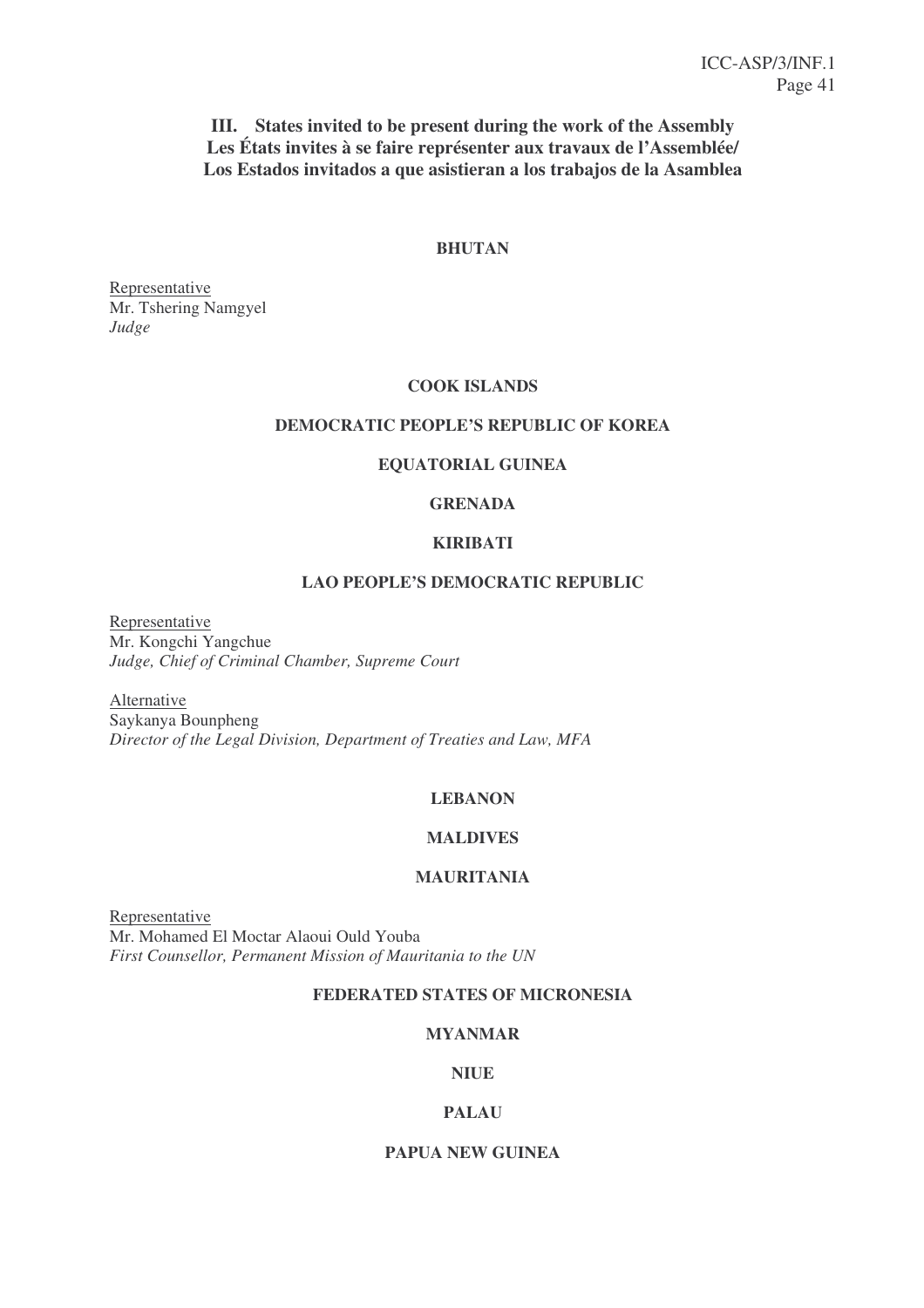## III. States invited to be present during the work of the Assembly
## Les États invites à se faire représenter aux travaux de l'Assemblée/
## Los Estados invitados a que asistieran a los trabajos de la Asamblea

**BHUTAN**

Representative
Mr. Tshering Namgyel
*Judge*

**COOK ISLANDS**

**DEMOCRATIC PEOPLE'S REPUBLIC OF KOREA**

**EQUATORIAL GUINEA**

**GRENADA**

**KIRIBATI**

**LAO PEOPLE'S DEMOCRATIC REPUBLIC**

Representative
Mr. Kongchi Yangchue
*Judge, Chief of Criminal Chamber, Supreme Court*

Alternative
Saykanya Bounpheng
*Director of the Legal Division, Department of Treaties and Law, MFA*

**LEBANON**

**MALDIVES**

**MAURITANIA**

Representative
Mr. Mohamed El Moctar Alaoui Ould Youba
*First Counsellor, Permanent Mission of Mauritania to the UN*

**FEDERATED STATES OF MICRONESIA**

**MYANMAR**

**NIUE**

**PALAU**

**PAPUA NEW GUINEA**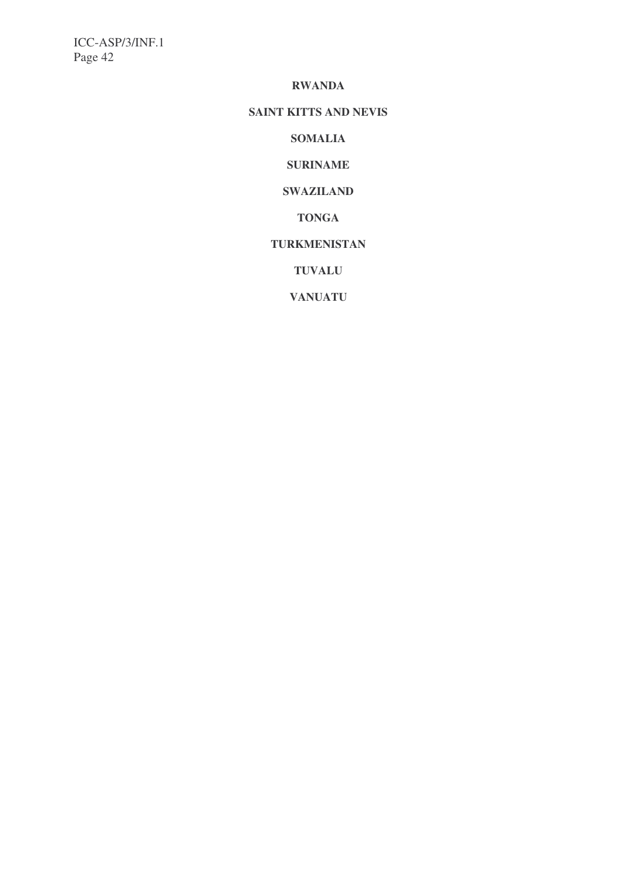**RWANDA**

**SAINT KITTS AND NEVIS**

**SOMALIA**

**SURINAME**

**SWAZILAND**

**TONGA**

**TURKMENISTAN**

**TUVALU**

**VANUATU**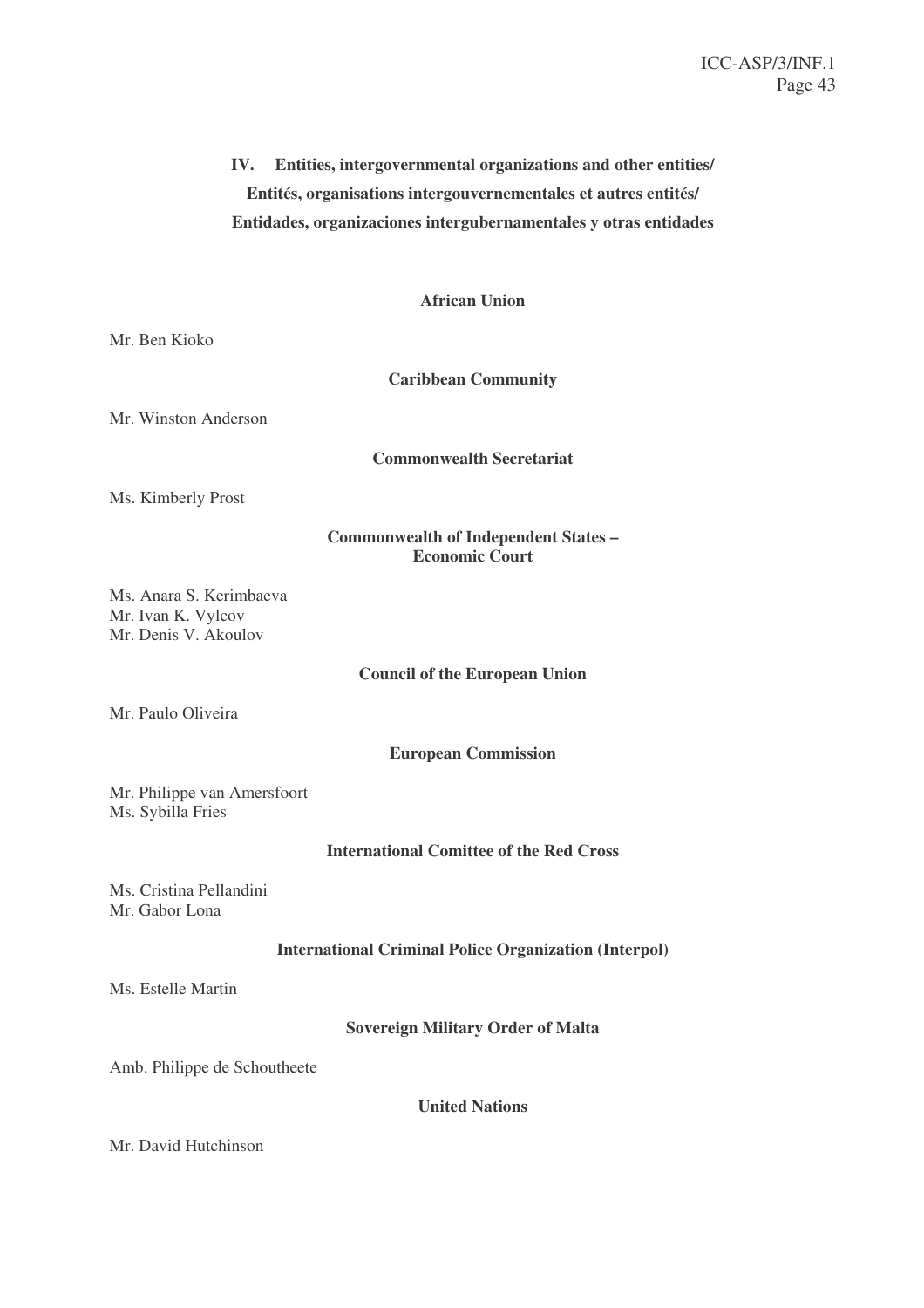## IV. Entities, intergovernmental organizations and other entities/ Entités, organisations intergouvernementales et autres entités/ Entidades, organizaciones intergubernamentales y otras entidades

**African Union**

Mr. Ben Kioko

**Caribbean Community**

Mr. Winston Anderson

**Commonwealth Secretariat**

Ms. Kimberly Prost

**Commonwealth of Independent States – Economic Court**

Ms. Anara S. Kerimbaeva
Mr. Ivan K. Vylcov
Mr. Denis V. Akoulov

**Council of the European Union**

Mr. Paulo Oliveira

**European Commission**

Mr. Philippe van Amersfoort
Ms. Sybilla Fries

**International Comittee of the Red Cross**

Ms. Cristina Pellandini
Mr. Gabor Lona

**International Criminal Police Organization (Interpol)**

Ms. Estelle Martin

**Sovereign Military Order of Malta**

Amb. Philippe de Schoutheete

**United Nations**

Mr. David Hutchinson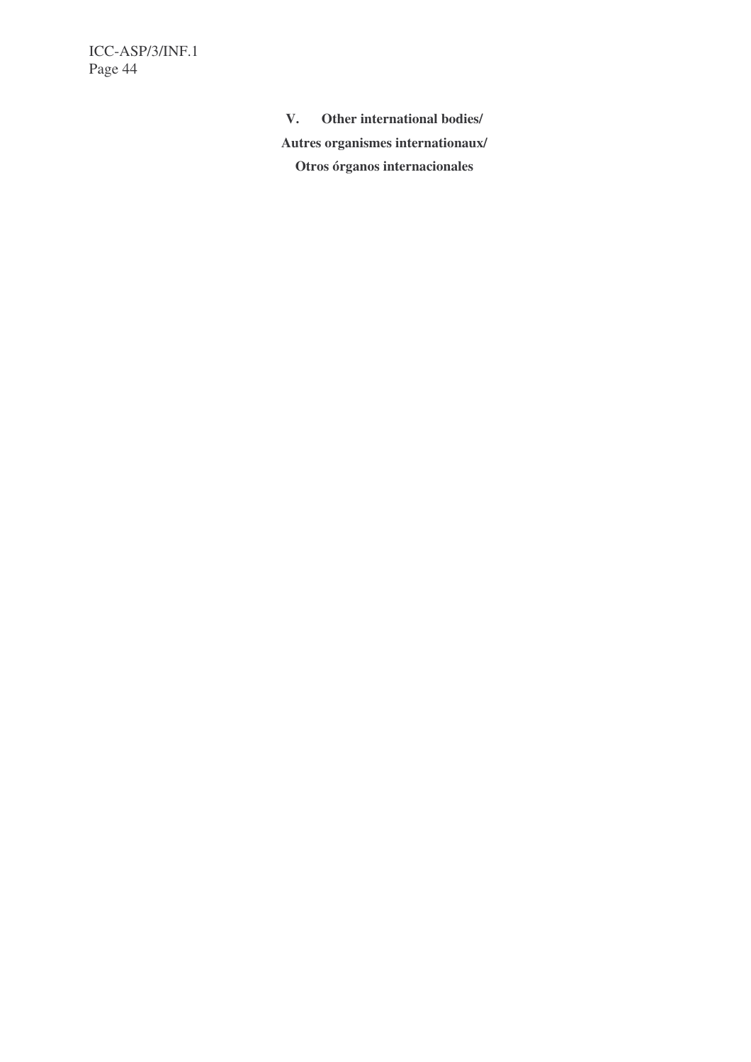## V. Other international bodies/ Autres organismes internationaux/ Otros órganos internacionales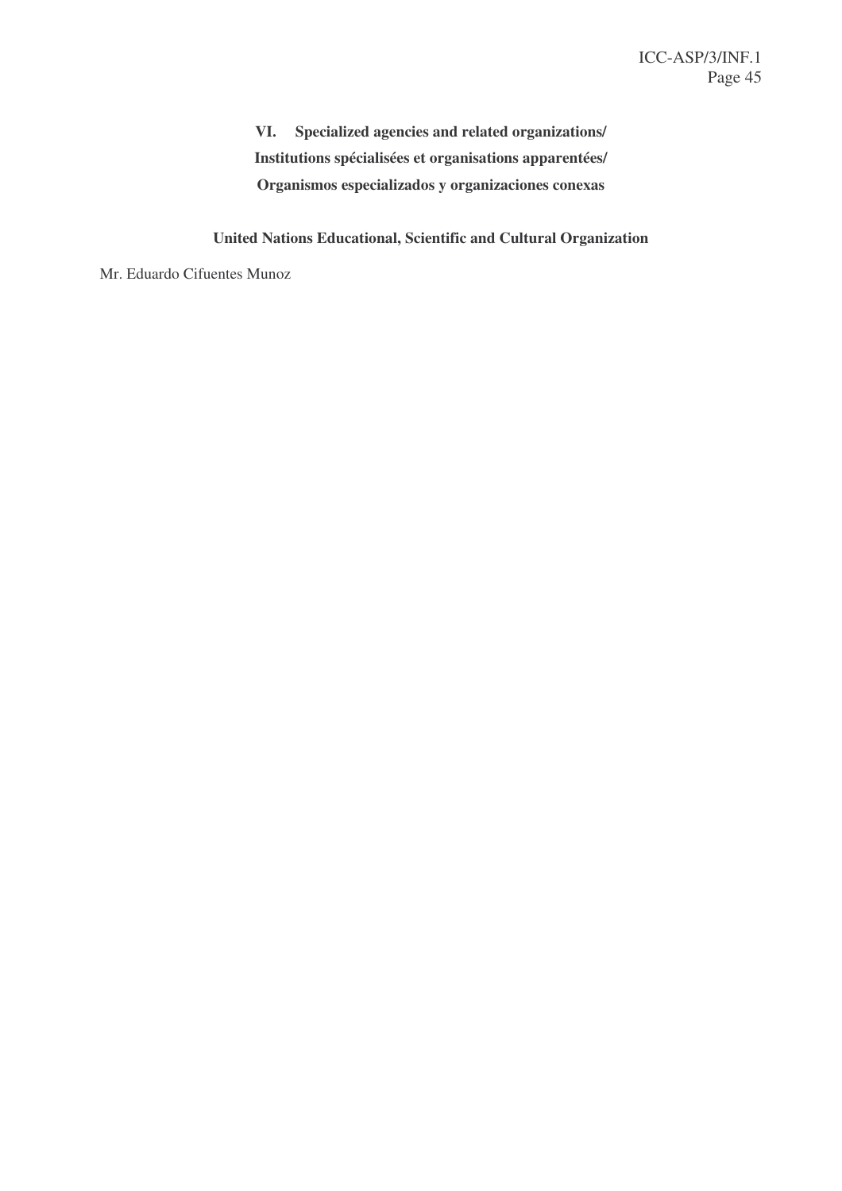## VI. Specialized agencies and related organizations/ Institutions spécialisées et organisations apparentées/ Organismos especializados y organizaciones conexas

### United Nations Educational, Scientific and Cultural Organization

Mr. Eduardo Cifuentes Munoz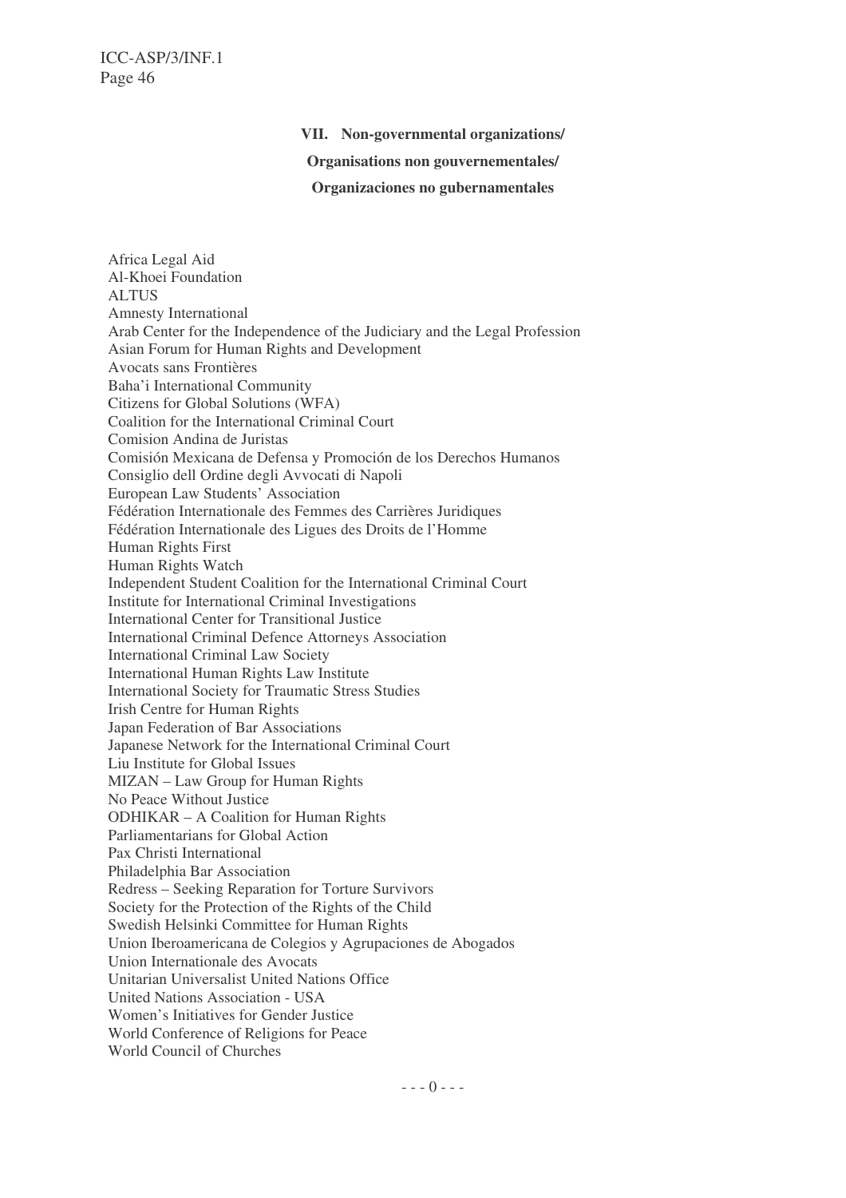## VII. Non-governmental organizations/ Organisations non gouvernementales/ Organizaciones no gubernamentales

Africa Legal Aid
Al-Khoei Foundation
ALTUS
Amnesty International
Arab Center for the Independence of the Judiciary and the Legal Profession
Asian Forum for Human Rights and Development
Avocats sans Frontières
Baha'i International Community
Citizens for Global Solutions (WFA)
Coalition for the International Criminal Court
Comision Andina de Juristas
Comisión Mexicana de Defensa y Promoción de los Derechos Humanos
Consiglio dell Ordine degli Avvocati di Napoli
European Law Students' Association
Fédération Internationale des Femmes des Carrières Juridiques
Fédération Internationale des Ligues des Droits de l'Homme
Human Rights First
Human Rights Watch
Independent Student Coalition for the International Criminal Court
Institute for International Criminal Investigations
International Center for Transitional Justice
International Criminal Defence Attorneys Association
International Criminal Law Society
International Human Rights Law Institute
International Society for Traumatic Stress Studies
Irish Centre for Human Rights
Japan Federation of Bar Associations
Japanese Network for the International Criminal Court
Liu Institute for Global Issues
MIZAN – Law Group for Human Rights
No Peace Without Justice
ODHIKAR – A Coalition for Human Rights
Parliamentarians for Global Action
Pax Christi International
Philadelphia Bar Association
Redress – Seeking Reparation for Torture Survivors
Society for the Protection of the Rights of the Child
Swedish Helsinki Committee for Human Rights
Union Iberoamericana de Colegios y Agrupaciones de Abogados
Union Internationale des Avocats
Unitarian Universalist United Nations Office
United Nations Association - USA
Women's Initiatives for Gender Justice
World Conference of Religions for Peace
World Council of Churches

- - - 0 - - -